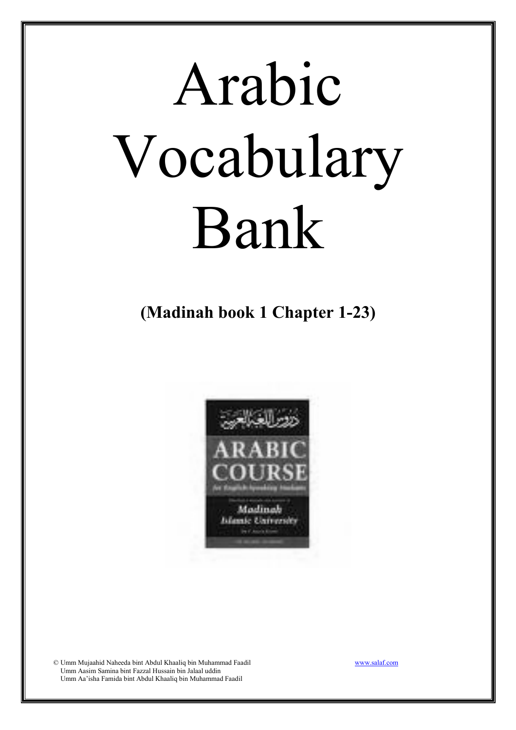# Arabic Vocabulary Bank

**(Madinah book 1 Chapter 1-23)**

© Umm Mujaahid Naheeda bint Abdul Khaaliq bin Muhammad Faadil
Umm Aasim Samina bint Fazzal Hussain bin Jalaal uddin
Umm Aa'isha Famida bint Abdul Khaaliq bin Muhammad Faadil

www.salaf.com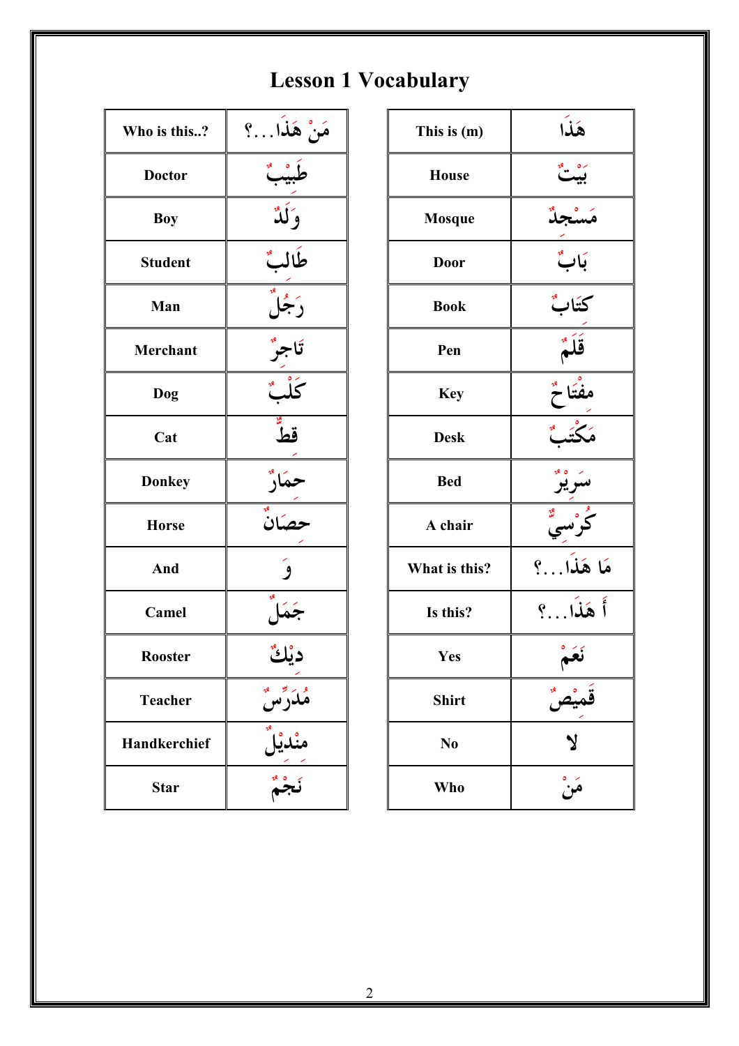# Lesson 1 Vocabulary

| | |
|---|---|
| Who is this..? | مَنْ هَذَا...؟ |
| Doctor | طَبِيْبٌ |
| Boy | وَلَدٌ |
| Student | طَالِبٌ |
| Man | رَجُلٌ |
| Merchant | تَاجِرٌ |
| Dog | كَلْبٌ |
| Cat | قِطٌّ |
| Donkey | حِمَارٌ |
| Horse | حِصَانٌ |
| And | وَ |
| Camel | جَمَلٌ |
| Rooster | دِيْكٌ |
| Teacher | مُدَرِّسٌ |
| Handkerchief | مِنْدِيْلٌ |
| Star | نَجْمٌ |

| | |
|---|---|
| This is (m) | هَذَا |
| House | بَيْتٌ |
| Mosque | مَسْجِدٌ |
| Door | بَابٌ |
| Book | كِتَابٌ |
| Pen | قَلَمٌ |
| Key | مِفْتَاحٌ |
| Desk | مَكْتَبٌ |
| Bed | سَرِيْرٌ |
| A chair | كُرْسِيٌّ |
| What is this? | مَا هَذَا...؟ |
| Is this? | أَ هَذَا...؟ |
| Yes | نَعَمْ |
| Shirt | قَمِيْصٌ |
| No | لا |
| Who | مَنْ |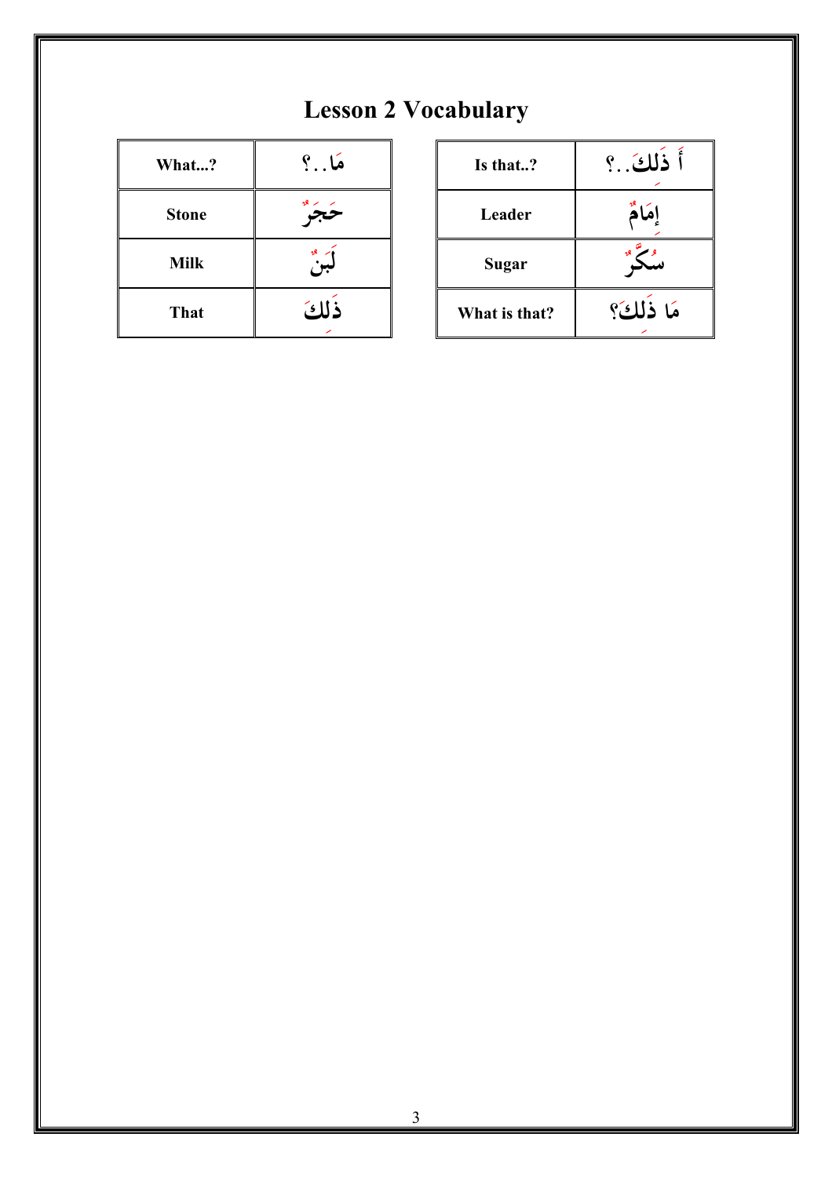# Lesson 2 Vocabulary

| | |
|---|---|
| What...? | مَا..؟ |
| Stone | حَجَرٌ |
| Milk | لَبَنٌ |
| That | ذَلِكَ |

| | |
|---|---|
| Is that..? | أَ ذَلِكَ..؟ |
| Leader | إِمَامٌ |
| Sugar | سُكَّرٌ |
| What is that? | مَا ذَلِكَ؟ |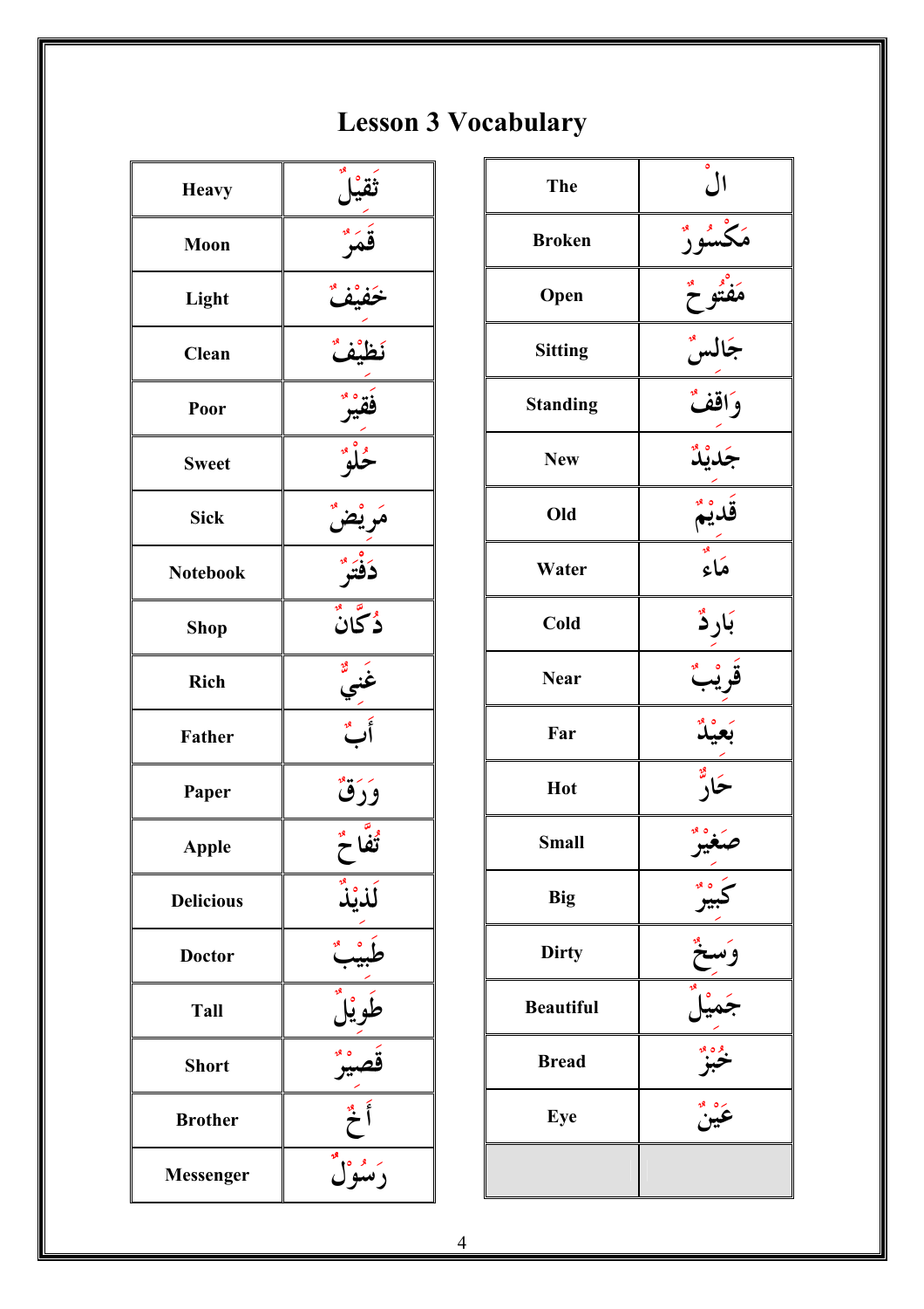# Lesson 3 Vocabulary

| | |
|---|---|
| Heavy | ثَقِيْلٌ |
| Moon | قَمَرٌ |
| Light | خَفِيْفٌ |
| Clean | نَظِيْفٌ |
| Poor | فَقِيْرٌ |
| Sweet | حُلْوٌ |
| Sick | مَرِيْضٌ |
| Notebook | دَفْتَرٌ |
| Shop | دُكَّانٌ |
| Rich | غَنِيٌّ |
| Father | أَبٌ |
| Paper | وَرَقٌ |
| Apple | تُفَّاحٌ |
| Delicious | لَذِيْذٌ |
| Doctor | طَبِيْبٌ |
| Tall | طَوِيْلٌ |
| Short | قَصِيْرٌ |
| Brother | أَخٌ |
| Messenger | رَسُوْلٌ |

| | |
|---|---|
| The | اَلْ |
| Broken | مَكْسُوْرٌ |
| Open | مَفْتُوْحٌ |
| Sitting | جَالِسٌ |
| Standing | وَاقِفٌ |
| New | جَدِيْدٌ |
| Old | قَدِيْمٌ |
| Water | مَاءٌ |
| Cold | بَارِدٌ |
| Near | قَرِيْبٌ |
| Far | بَعِيْدٌ |
| Hot | حَارٌّ |
| Small | صَغِيْرٌ |
| Big | كَبِيْرٌ |
| Dirty | وَسِخٌ |
| Beautiful | جَمِيْلٌ |
| Bread | خُبْزٌ |
| Eye | عَيْنٌ |
| | |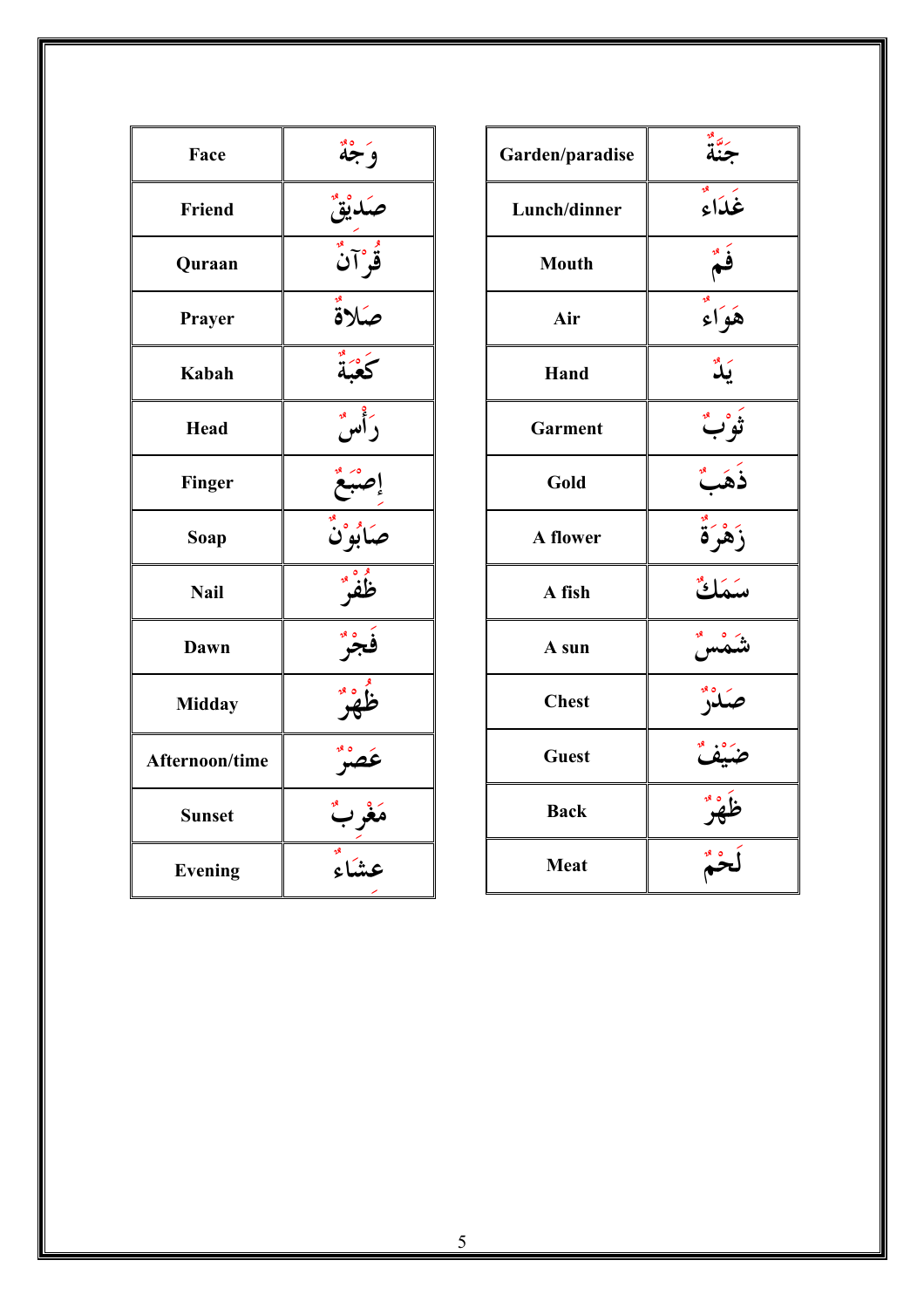| | |
|---|---|
| Face | وَجْهٌ |
| Friend | صَدِيْقٌ |
| Quraan | قُرْآنٌ |
| Prayer | صَلاةٌ |
| Kabah | كَعْبَةٌ |
| Head | رَأْسٌ |
| Finger | إِصْبَعٌ |
| Soap | صَابُوْنٌ |
| Nail | ظُفْرٌ |
| Dawn | فَجْرٌ |
| Midday | ظُهْرٌ |
| Afternoon/time | عَصْرٌ |
| Sunset | مَغْرِبٌ |
| Evening | عِشَاءٌ |

| | |
|---|---|
| Garden/paradise | جَنَّةٌ |
| Lunch/dinner | غَدَاءٌ |
| Mouth | فَمٌ |
| Air | هَوَاءٌ |
| Hand | يَدٌ |
| Garment | ثَوْبٌ |
| Gold | ذَهَبٌ |
| A flower | زَهْرَةٌ |
| A fish | سَمَكٌ |
| A sun | شَمْسٌ |
| Chest | صَدْرٌ |
| Guest | ضَيْفٌ |
| Back | ظَهْرٌ |
| Meat | لَحْمٌ |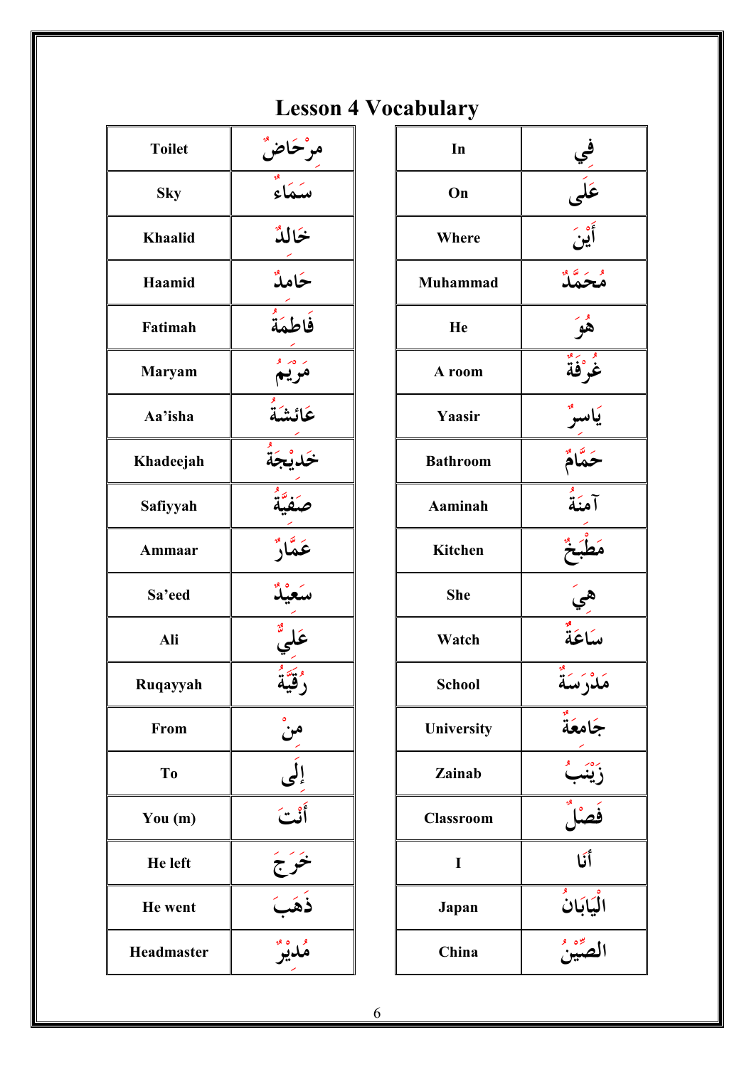# Lesson 4 Vocabulary

| | |
|---|---|
| Toilet | مِرْحَاضٌ |
| Sky | سَمَاءٌ |
| Khaalid | خَالِدٌ |
| Haamid | حَامِدٌ |
| Fatimah | فَاطِمَةُ |
| Maryam | مَرْيَمُ |
| Aa'isha | عَائِشَةُ |
| Khadeejah | خَدِيْجَةُ |
| Safiyyah | صَفِيَّةُ |
| Ammaar | عَمَّارٌ |
| Sa'eed | سَعِيْدٌ |
| Ali | عَلِيٌّ |
| Ruqayyah | رُقَيَّةُ |
| From | مِنْ |
| To | إِلَى |
| You (m) | أَنْتَ |
| He left | خَرَجَ |
| He went | ذَهَبَ |
| Headmaster | مُدِيْرٌ |

| | |
|---|---|
| In | فِي |
| On | عَلَى |
| Where | أَيْنَ |
| Muhammad | مُحَمَّدٌ |
| He | هُوَ |
| A room | غُرْفَةٌ |
| Yaasir | يَاسِرٌ |
| Bathroom | حَمَّامٌ |
| Aaminah | آمِنَةُ |
| Kitchen | مَطْبَخٌ |
| She | هِيَ |
| Watch | سَاعَةٌ |
| School | مَدْرَسَةٌ |
| University | جَامِعَةٌ |
| Zainab | زَيْنَبُ |
| Classroom | فَصْلٌ |
| I | أَنَا |
| Japan | الْيَابَانُ |
| China | الصِّيْنُ |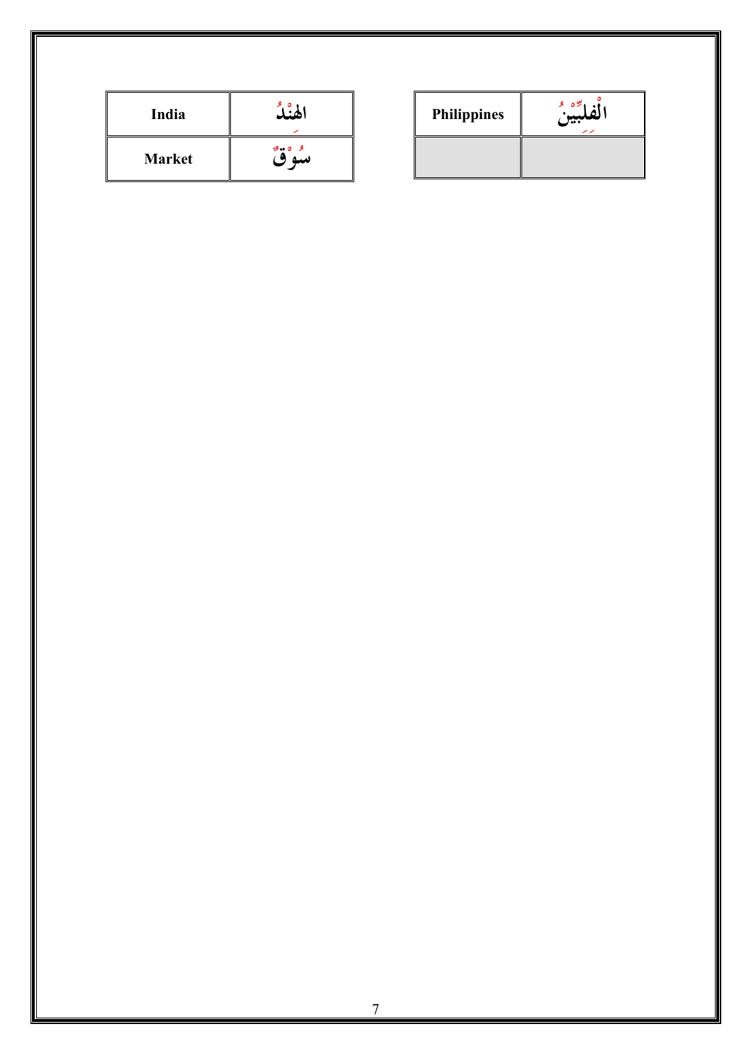| | |
|---|---|
| India | الهِنْدُ |
| Market | سُوْقٌ |

| | |
|---|---|
| Philippines | الْفِلِبِّيْنُ |
| | |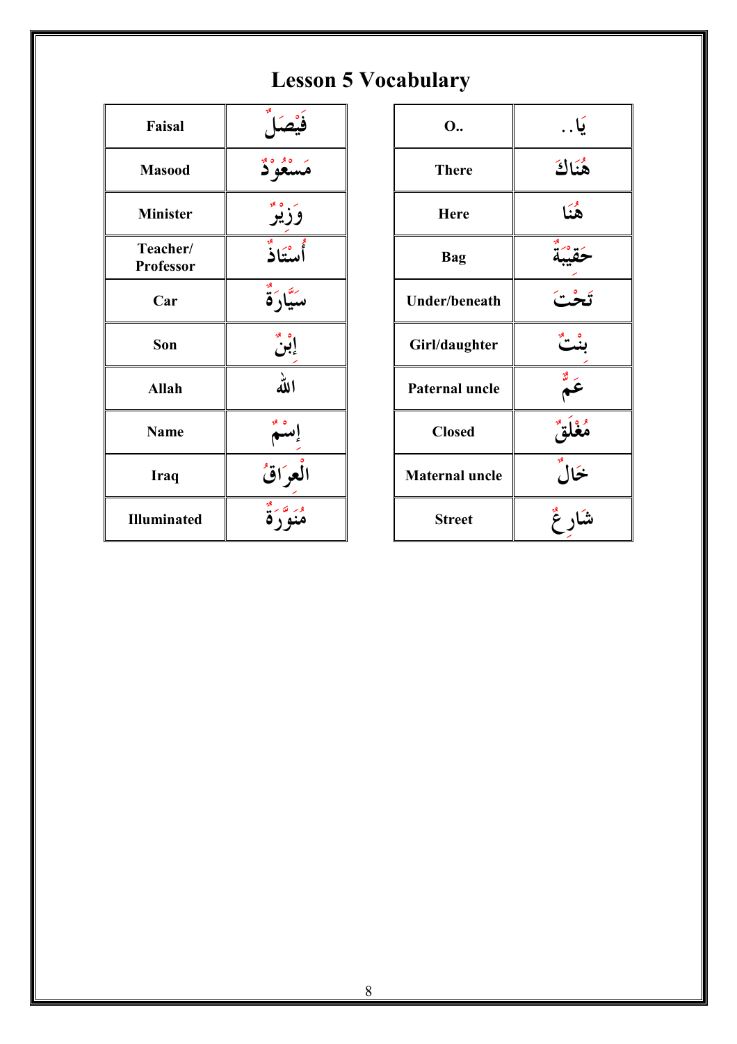# Lesson 5 Vocabulary

| | |
|---|---|
| Faisal | فَيْصَلٌ |
| Masood | مَسْعُوْدٌ |
| Minister | وَزِيْرٌ |
| Teacher/ Professor | أُسْتَاذٌ |
| Car | سَيَّارَةٌ |
| Son | إِبْنٌ |
| Allah | اللّٰه |
| Name | إِسْمٌ |
| Iraq | الْعِرَاقُ |
| Illuminated | مُنَوَّرَةٌ |

| | |
|---|---|
| O.. | يَا . . |
| There | هُنَاكَ |
| Here | هُنَا |
| Bag | حَقِيْبَةٌ |
| Under/beneath | تَحْتَ |
| Girl/daughter | بِنْتٌ |
| Paternal uncle | عَمٌّ |
| Closed | مُغْلَقٌ |
| Maternal uncle | خَالٌ |
| Street | شَارِعٌ |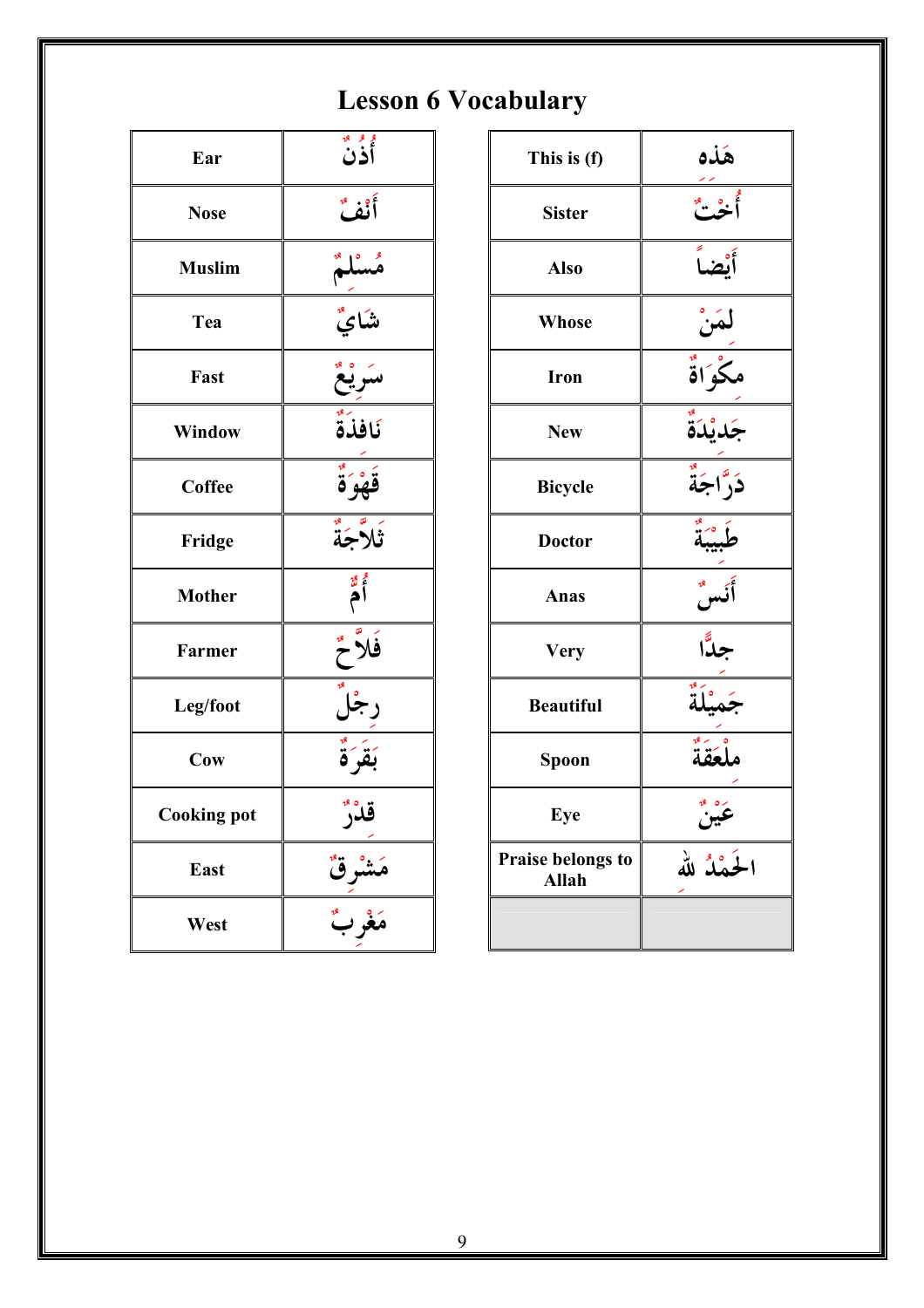# Lesson 6 Vocabulary

| | |
|---|---|
| Ear | أُذُنٌ |
| Nose | أَنْفٌ |
| Muslim | مُسْلِمٌ |
| Tea | شَايٌ |
| Fast | سَرِيْعٌ |
| Window | نَافِذَةٌ |
| Coffee | قَهْوَةٌ |
| Fridge | ثَلاَّجَةٌ |
| Mother | أُمٌّ |
| Farmer | فَلاَّحٌ |
| Leg/foot | رِجْلٌ |
| Cow | بَقَرَةٌ |
| Cooking pot | قِدْرٌ |
| East | مَشْرِقٌ |
| West | مَغْرِبٌ |

| | |
|---|---|
| This is (f) | هَذِهِ |
| Sister | أُخْتٌ |
| Also | أَيْضاً |
| Whose | لِمَنْ |
| Iron | مِكْوَاةٌ |
| New | جَدِيْدَةٌ |
| Bicycle | دَرَّاجَةٌ |
| Doctor | طَبِيْبَةٌ |
| Anas | أَنَسٌ |
| Very | جِدًّا |
| Beautiful | جَمِيْلَةٌ |
| Spoon | مِلْعَقَةٌ |
| Eye | عَيْنٌ |
| Praise belongs to Allah | الحَمْدُ لِلّٰهِ |
| | |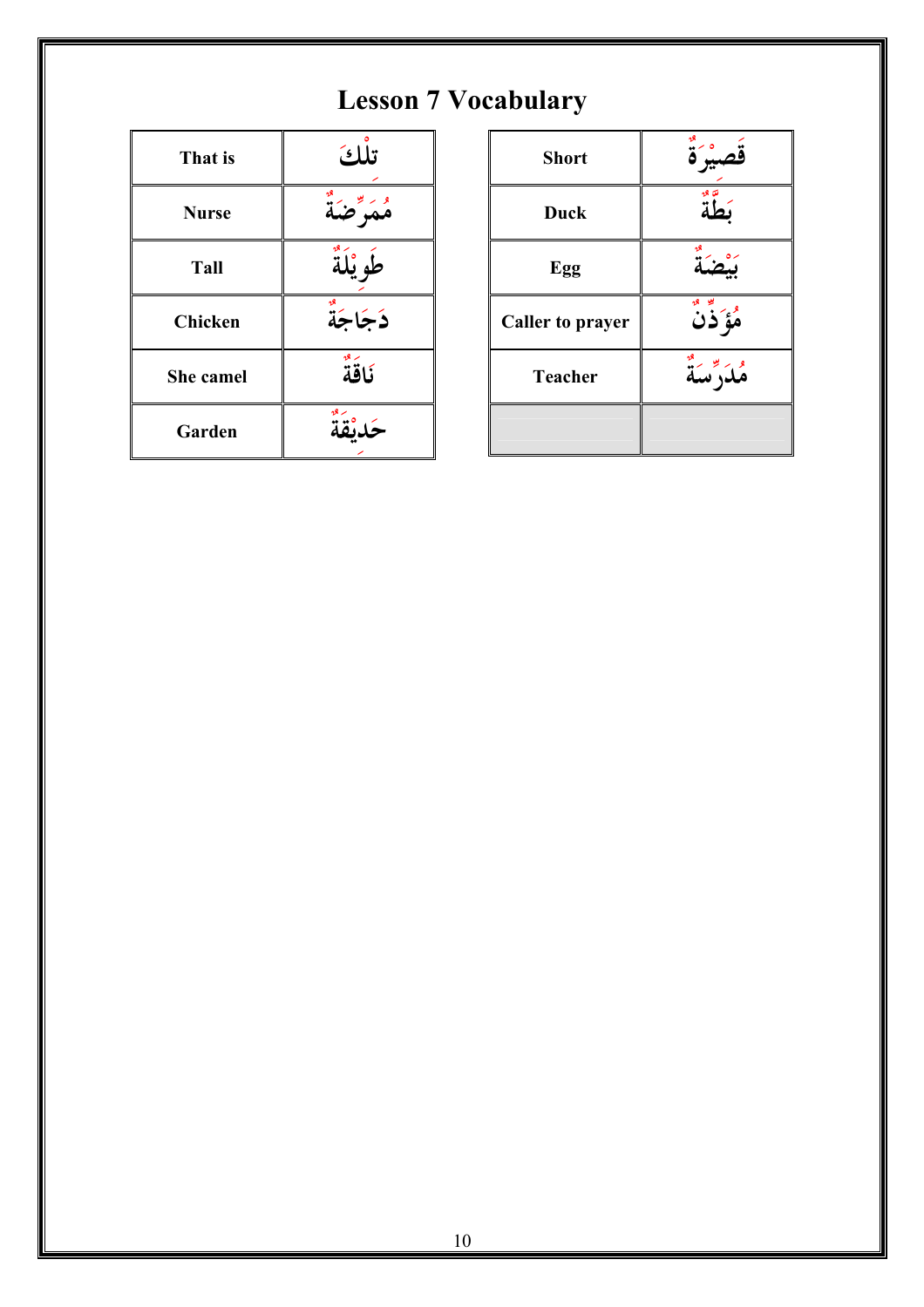# Lesson 7 Vocabulary

| | |
|---|---|
| That is | تِلْكَ |
| Nurse | مُمَرِّضَةٌ |
| Tall | طَوِيْلَةٌ |
| Chicken | دَجَاجَةٌ |
| She camel | نَاقَةٌ |
| Garden | حَدِيْقَةٌ |

| | |
|---|---|
| Short | قَصِيْرَةٌ |
| Duck | بَطَّةٌ |
| Egg | بَيْضَةٌ |
| Caller to prayer | مُؤَذِّنٌ |
| Teacher | مُدَرِّسَةٌ |
| | |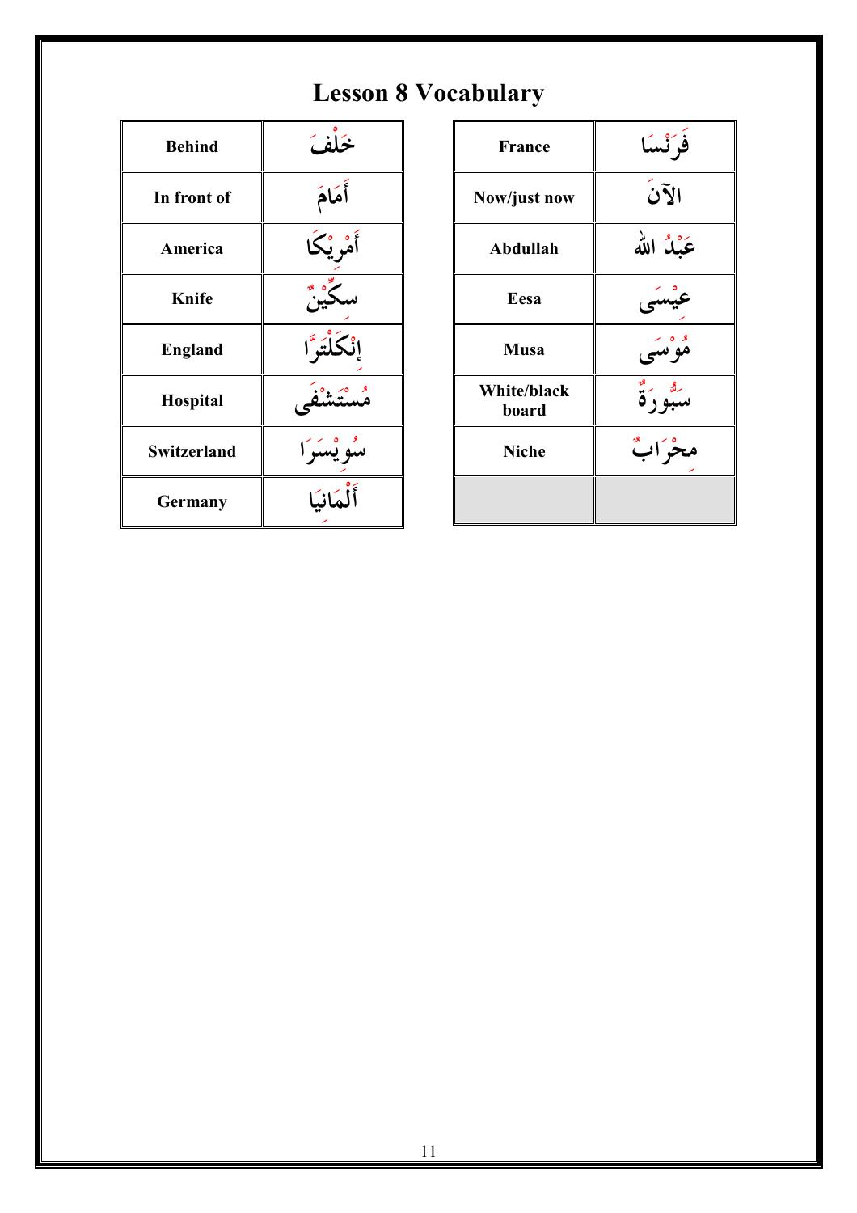# Lesson 8 Vocabulary

| | |
|---|---|
| Behind | خَلْفَ |
| In front of | أَمَامَ |
| America | أَمْرِيْكَا |
| Knife | سِكِّيْنٌ |
| England | إِنْكَلْتَرَّا |
| Hospital | مُسْتَشْفَى |
| Switzerland | سُوِيْسَرَا |
| Germany | أَلْمَانِيَا |

| | |
|---|---|
| France | فَرَنْسَا |
| Now/just now | الآنَ |
| Abdullah | عَبْدُ اللهِ |
| Eesa | عِيْسَى |
| Musa | مُوْسَى |
| White/black board | سَبُّوْرَةٌ |
| Niche | مِحْرَابٌ |
| | |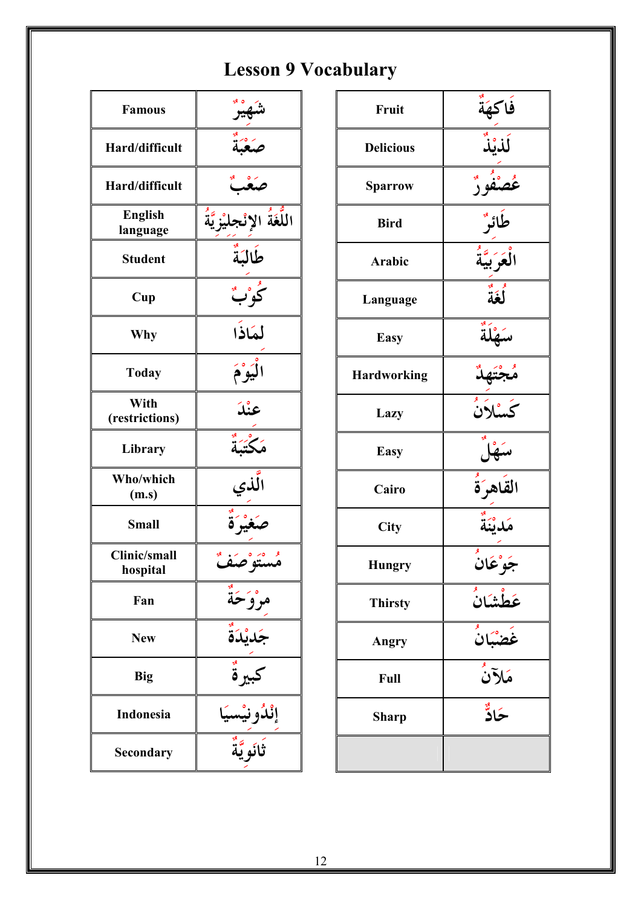# Lesson 9 Vocabulary

| | |
|---|---|
| Famous | شَهِيْرٌ |
| Hard/difficult | صَعْبَةٌ |
| Hard/difficult | صَعْبٌ |
| English language | اللُّغَةُ الإِنْجلِيْزِيَّةُ |
| Student | طَالِبَةٌ |
| Cup | كُوْبٌ |
| Why | لِمَاذَا |
| Today | الْيَوْمَ |
| With (restrictions) | عِنْدَ |
| Library | مَكْتَبَةٌ |
| Who/which (m.s) | الَّذِي |
| Small | صَغِيْرَةٌ |
| Clinic/small hospital | مُسْتَوْصَفٌ |
| Fan | مِرْوَحَةٌ |
| New | جَدِيْدَةٌ |
| Big | كَبِيرةٌ |
| Indonesia | إِنْدُونِيْسِيَا |
| Secondary | ثَانَوِيَّةٌ |

| | |
|---|---|
| Fruit | فَاكِهَةٌ |
| Delicious | لَذِيْذٌ |
| Sparrow | عُصْفُورٌ |
| Bird | طَائِرٌ |
| Arabic | الْعَرَبِيَّةُ |
| Language | لُغَةٌ |
| Easy | سَهْلَةٌ |
| Hardworking | مُجْتَهِدٌ |
| Lazy | كَسْلَانُ |
| Easy | سَهْلٌ |
| Cairo | القَاهِرَةُ |
| City | مَدِيْنَةٌ |
| Hungry | جَوْعَانُ |
| Thirsty | عَطْشَانُ |
| Angry | غَضْبَانُ |
| Full | مَلآنُ |
| Sharp | حَادٌّ |
| | |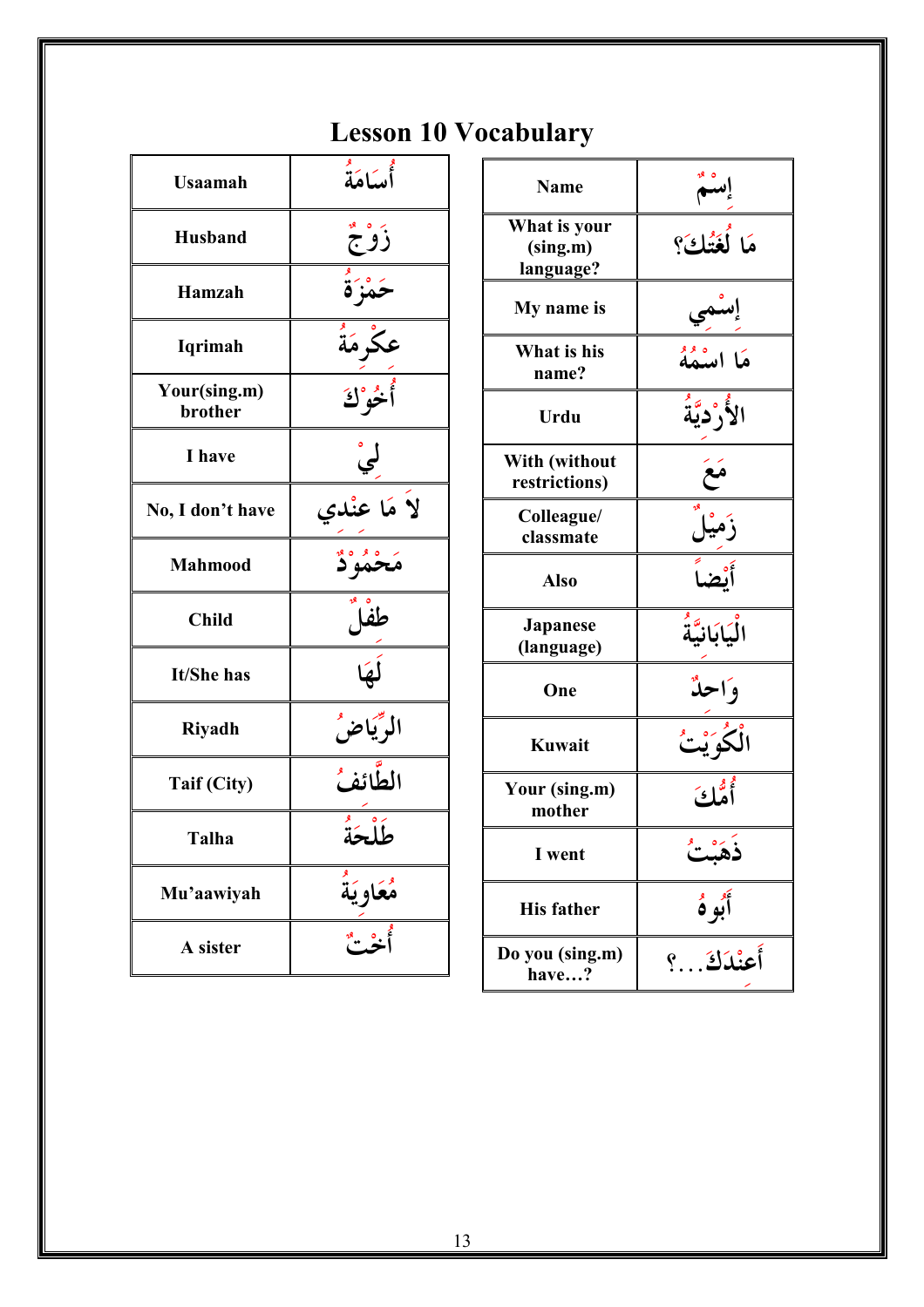# Lesson 10 Vocabulary

| | |
|---|---|
| Usaamah | أُسَامَةُ |
| Husband | زَوْجٌ |
| Hamzah | حَمْزَةُ |
| Iqrimah | عِكْرِمَةُ |
| Your(sing.m) brother | أُخُوْكَ |
| I have | لِيْ |
| No, I don't have | لاَ مَا عِنْدِي |
| Mahmood | مَحْمُوْدٌ |
| Child | طِفْلٌ |
| It/She has | لَهَا |
| Riyadh | الرِّيَاضُ |
| Taif (City) | الطَّائِفُ |
| Talha | طَلْحَةُ |
| Mu'aawiyah | مُعَاوِيَةُ |
| A sister | أُخْتٌ |

| | |
|---|---|
| Name | إِسْمٌ |
| What is your (sing.m) language? | مَا لُغَتُكَ؟ |
| My name is | إِسْمِي |
| What is his name? | مَا اسْمُهُ |
| Urdu | الأُرْدِيَّةُ |
| With (without restrictions) | مَعَ |
| Colleague/ classmate | زَمِيْلٌ |
| Also | أَيْضاً |
| Japanese (language) | الْيَابَانِيَّةُ |
| One | وَاحِدٌ |
| Kuwait | الْكُوَيْتُ |
| Your (sing.m) mother | أُمُّكَ |
| I went | ذَهَبْتُ |
| His father | أَبُوهُ |
| Do you (sing.m) have...? | أَعِنْدَكَ...؟ |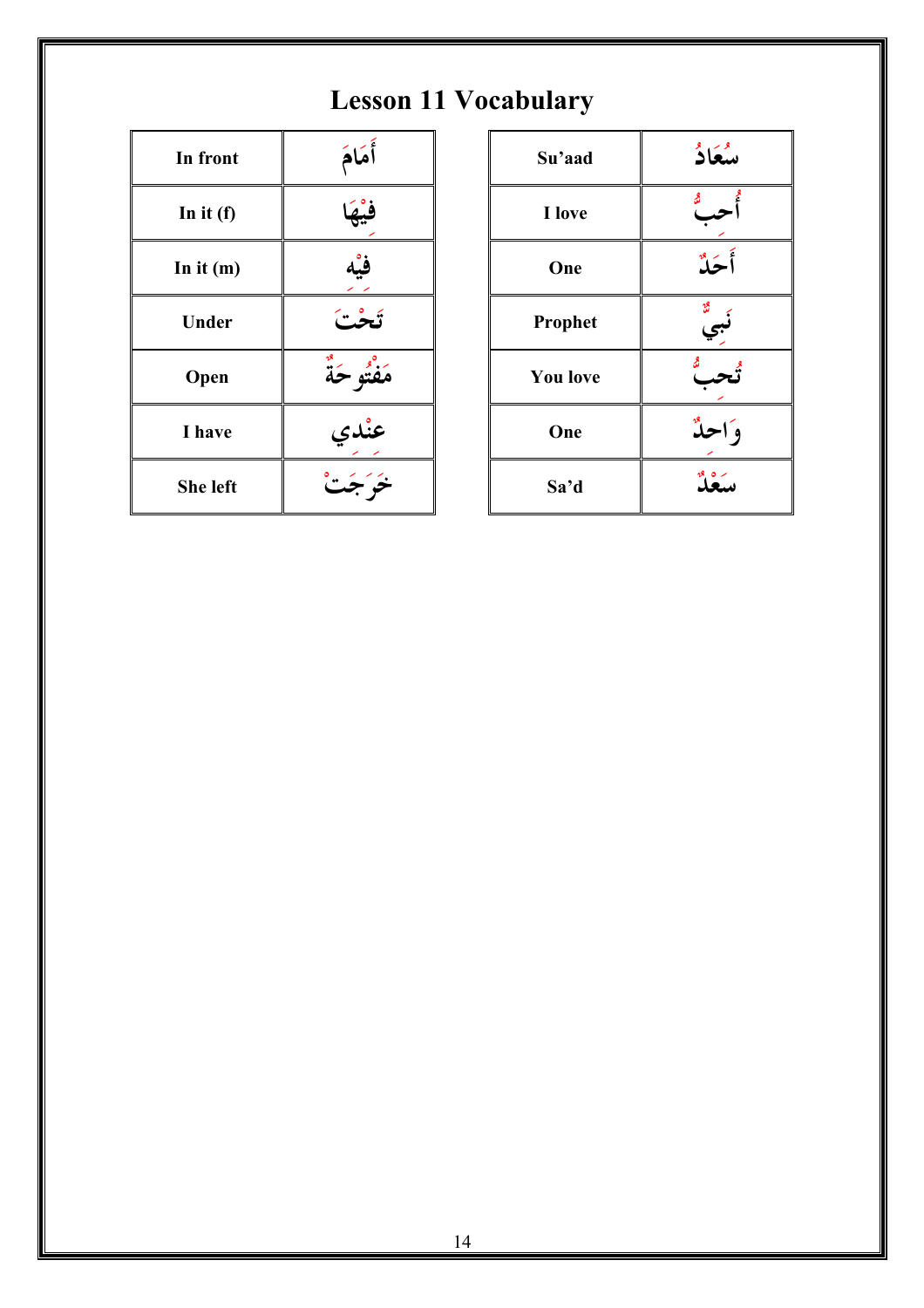# Lesson 11 Vocabulary

| | |
|---|---|
| In front | أَمَامَ |
| In it (f) | فِيْهَا |
| In it (m) | فِيْهِ |
| Under | تَحْتَ |
| Open | مَفْتُوحَةٌ |
| I have | عِنْدِي |
| She left | خَرَجَتْ |

| | |
|---|---|
| Su'aad | سُعَادُ |
| I love | أُحِبُّ |
| One | أَحَدٌ |
| Prophet | نَبِيٌّ |
| You love | تُحِبُّ |
| One | وَاحِدٌ |
| Sa'd | سَعْدٌ |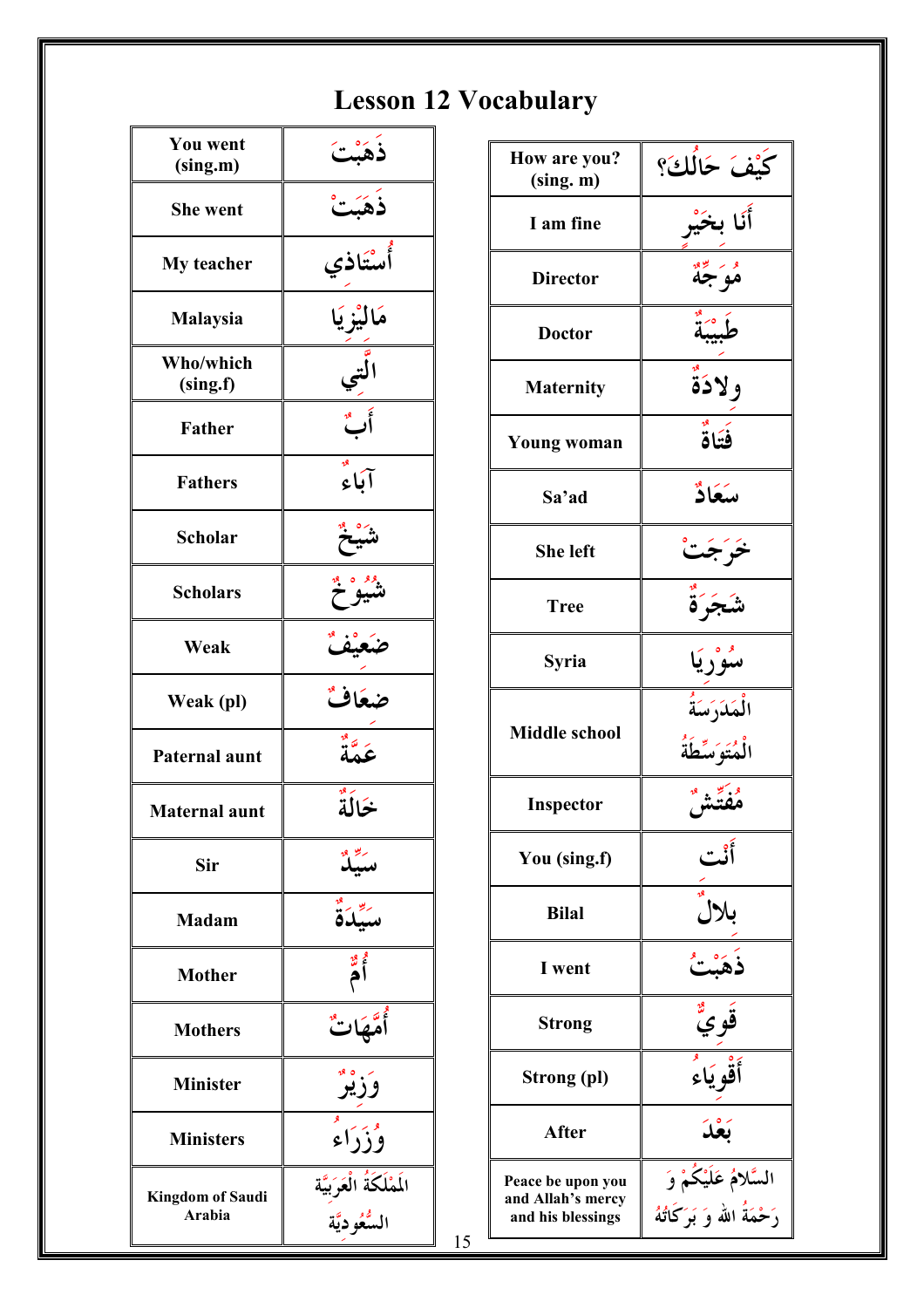# Lesson 12 Vocabulary

| | |
|---|---|
| You went (sing.m) | ذَهَبْتَ |
| She went | ذَهَبَتْ |
| My teacher | أُسْتَاذِي |
| Malaysia | مَالِيْزِيَا |
| Who/which (sing.f) | الَّتِي |
| Father | أَبٌ |
| Fathers | آبَاءٌ |
| Scholar | شَيْخٌ |
| Scholars | شُيُوْخٌ |
| Weak | ضَعِيْفٌ |
| Weak (pl) | ضِعَافٌ |
| Paternal aunt | عَمَّةٌ |
| Maternal aunt | خَالَةٌ |
| Sir | سَيِّدٌ |
| Madam | سَيِّدَةٌ |
| Mother | أُمٌّ |
| Mothers | أُمَّهَاتٌ |
| Minister | وَزِيْرٌ |
| Ministers | وُزَرَاءُ |
| Kingdom of Saudi Arabia | الْمَمْلَكَةُ الْعَرَبِيَّة السُّعُودِيَّة |

| | |
|---|---|
| How are you? (sing. m) | كَيْفَ حَالُكَ؟ |
| I am fine | أَنَا بِخَيْرٍ |
| Director | مُوَجِّهٌ |
| Doctor | طَبِيْبَةٌ |
| Maternity | وِلادَةٌ |
| Young woman | فَتَاةٌ |
| Sa'ad | سَعَادٌ |
| She left | خَرَجَتْ |
| Tree | شَجَرَةٌ |
| Syria | سُوْرِيَا |
| Middle school | الْمَدْرَسَةُ الْمُتَوَسِّطَةُ |
| Inspector | مُفَتِّشٌ |
| You (sing.f) | أَنْتِ |
| Bilal | بِلالٌ |
| I went | ذَهَبْتُ |
| Strong | قَوِيٌّ |
| Strong (pl) | أَقْوِيَاءُ |
| After | بَعْدَ |
| Peace be upon you and Allah's mercy and his blessings | السَّلامُ عَلَيْكُمْ وَ رَحْمَةُ اللهِ وَ بَرَكَاتُهُ |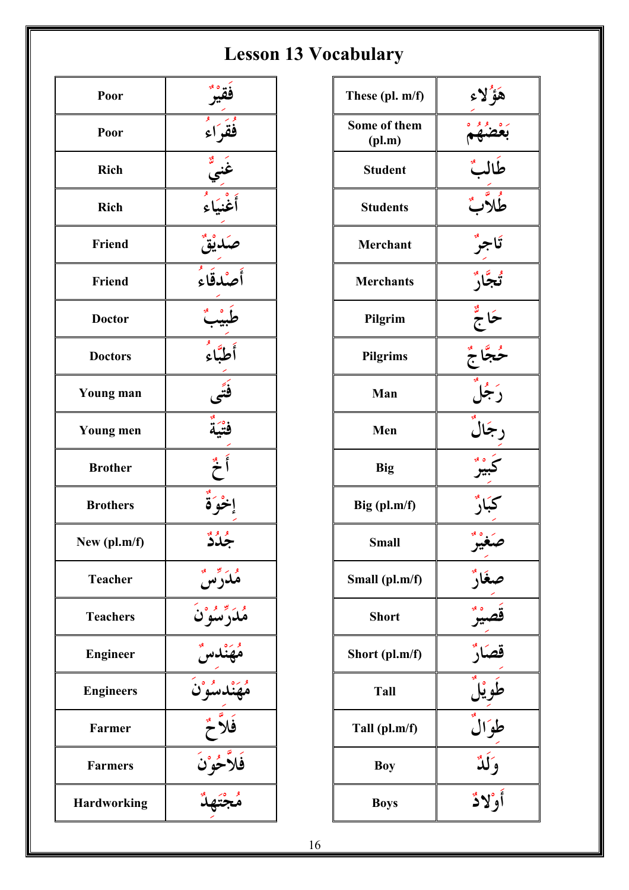# Lesson 13 Vocabulary

| | |
|---|---|
| Poor | فَقِيْرٌ |
| Poor | فُقَرَاءُ |
| Rich | غَنِيٌّ |
| Rich | أَغْنِيَاءُ |
| Friend | صَدِيْقٌ |
| Friend | أَصْدِقَاءُ |
| Doctor | طَبِيْبٌ |
| Doctors | أَطِبَّاءُ |
| Young man | فَتًى |
| Young men | فِتْيَةٌ |
| Brother | أَخٌ |
| Brothers | إِخْوَةٌ |
| New (pl.m/f) | جُدُدٌ |
| Teacher | مُدَرِّسٌ |
| Teachers | مُدَرِّسُوْنَ |
| Engineer | مُهَنْدِسٌ |
| Engineers | مُهَنْدِسُوْنَ |
| Farmer | فَلاَّحٌ |
| Farmers | فَلاَّحُوْنَ |
| Hardworking | مُجْتَهِدٌ |

| | |
|---|---|
| These (pl. m/f) | هَؤُلاءِ |
| Some of them (pl.m) | بَعْضُهُمْ |
| Student | طَالِبٌ |
| Students | طُلاَّبٌ |
| Merchant | تَاجِرٌ |
| Merchants | تُجَّارٌ |
| Pilgrim | حَاجٌّ |
| Pilgrims | حُجَّاجٌ |
| Man | رَجُلٌ |
| Men | رِجَالٌ |
| Big | كَبِيْرٌ |
| Big (pl.m/f) | كِبَارٌ |
| Small | صَغِيْرٌ |
| Small (pl.m/f) | صِغَارٌ |
| Short | قَصِيْرٌ |
| Short (pl.m/f) | قِصَارٌ |
| Tall | طَوِيْلٌ |
| Tall (pl.m/f) | طِوَالٌ |
| Boy | وَلَدٌ |
| Boys | أَوْلاَدٌ |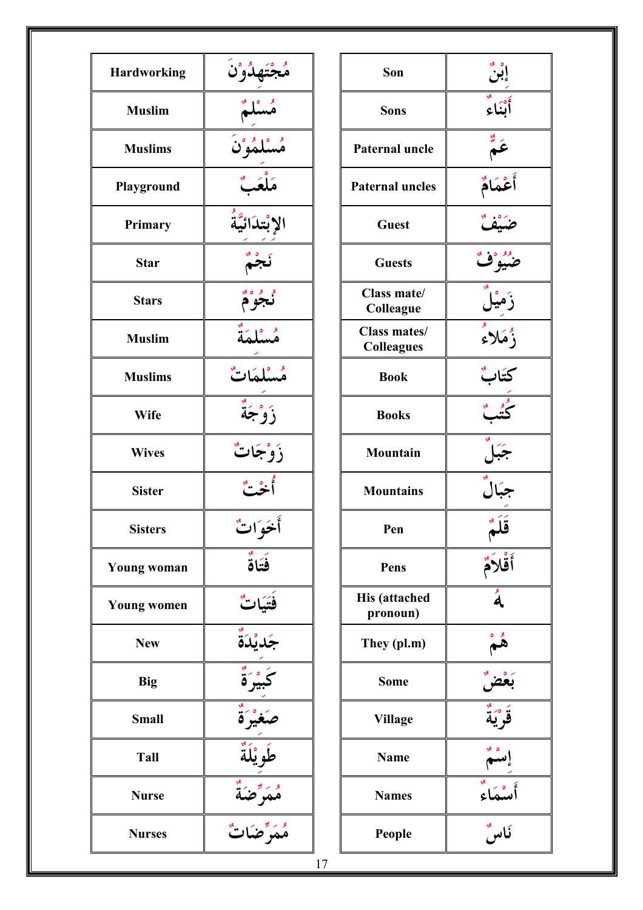| | |
|---|---|
| Hardworking | مُجْتَهِدُوْنَ |
| Muslim | مُسْلِمٌ |
| Muslims | مُسْلِمُوْنَ |
| Playground | مَلْعَبٌ |
| Primary | الإِبْتِدَائِيَّةُ |
| Star | نَجْمٌ |
| Stars | نُجُوْمٌ |
| Muslim | مُسْلِمَةٌ |
| Muslims | مُسْلِمَاتٌ |
| Wife | زَوْجَةٌ |
| Wives | زَوْجَاتٌ |
| Sister | أُخْتٌ |
| Sisters | أَخَوَاتٌ |
| Young woman | فَتَاةٌ |
| Young women | فَتَيَاتٌ |
| New | جَدِيْدَةٌ |
| Big | كَبِيْرَةٌ |
| Small | صَغِيْرَةٌ |
| Tall | طَوِيْلَةٌ |
| Nurse | مُمَرِّضَةٌ |
| Nurses | مُمَرِّضَاتٌ |

| | |
|---|---|
| Son | إِبْنٌ |
| Sons | أَبْنَاءٌ |
| Paternal uncle | عَمٌّ |
| Paternal uncles | أَعْمَامٌ |
| Guest | ضَيْفٌ |
| Guests | ضُيُوْفٌ |
| Class mate/ Colleague | زَمِيْلٌ |
| Class mates/ Colleagues | زُمَلاءُ |
| Book | كِتَابٌ |
| Books | كُتُبٌ |
| Mountain | جَبَلٌ |
| Mountains | جِبَالٌ |
| Pen | قَلَمٌ |
| Pens | أَقْلامٌ |
| His (attached pronoun) | هُ |
| They (pl.m) | هُمْ |
| Some | بَعْضٌ |
| Village | قَرْيَةٌ |
| Name | إِسْمٌ |
| Names | أَسْمَاءٌ |
| People | نَاسٌ |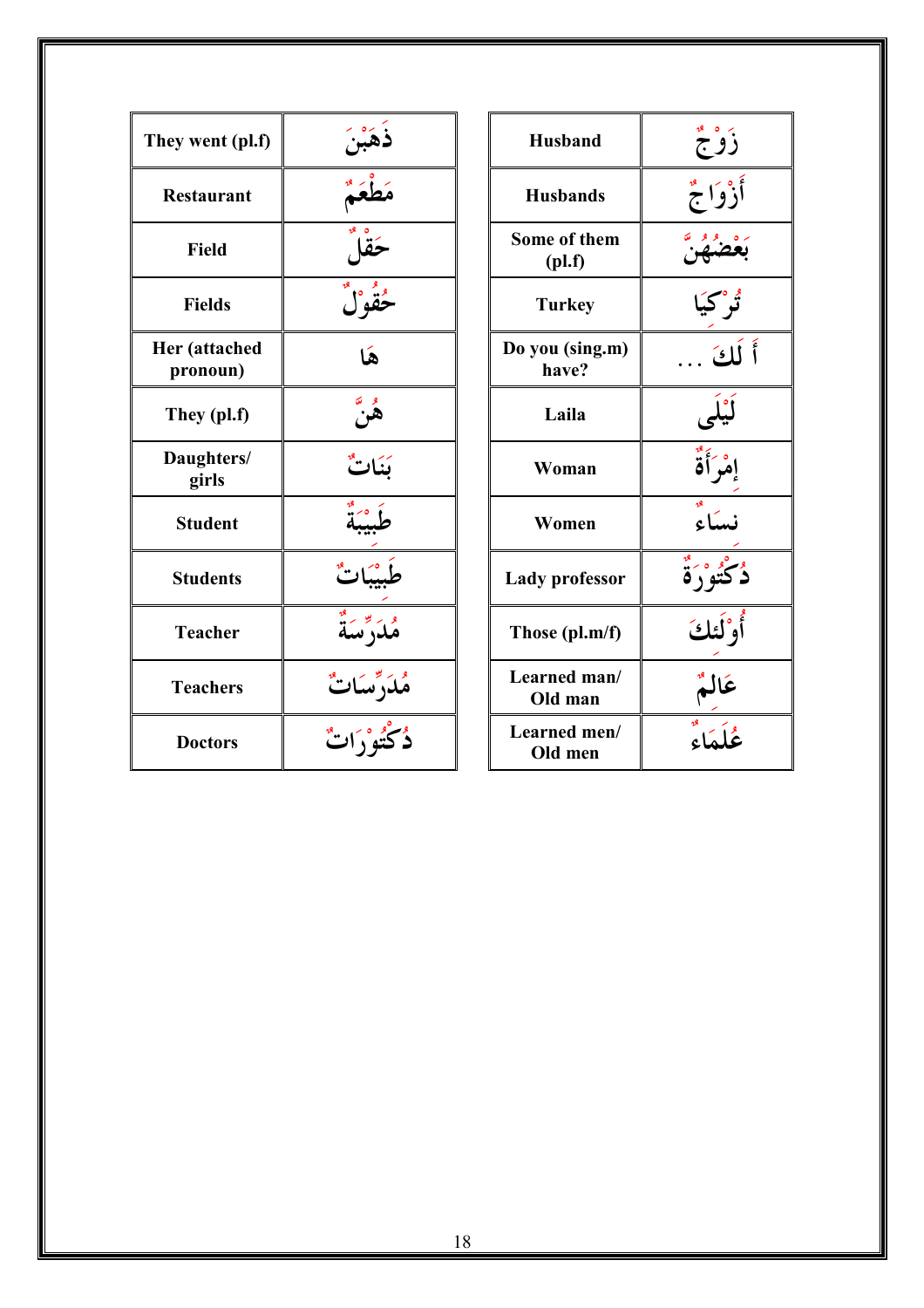| | |
|---|---|
| They went (pl.f) | ذَهَبْنَ |
| Restaurant | مَطْعَمٌ |
| Field | حَقْلٌ |
| Fields | حُقُوْلٌ |
| Her (attached pronoun) | هَا |
| They (pl.f) | هُنَّ |
| Daughters/ girls | بَنَاتٌ |
| Student | طَبِيْبَةٌ |
| Students | طَبِيْبَاتٌ |
| Teacher | مُدَرِّسَةٌ |
| Teachers | مُدَرِّسَاتٌ |
| Doctors | دُكْتُوْرَاتٌ |

| | |
|---|---|
| Husband | زَوْجٌ |
| Husbands | أَزْوَاجٌ |
| Some of them (pl.f) | بَعْضُهُنَّ |
| Turkey | تُرْكِيَا |
| Do you (sing.m) have? | أَ لَكَ ... |
| Laila | لَيْلَى |
| Woman | إِمْرَأَةٌ |
| Women | نِسَاءٌ |
| Lady professor | دُكْتُوْرَةٌ |
| Those (pl.m/f) | أُوْلَئِكَ |
| Learned man/ Old man | عَالِمٌ |
| Learned men/ Old men | عُلَمَاءُ |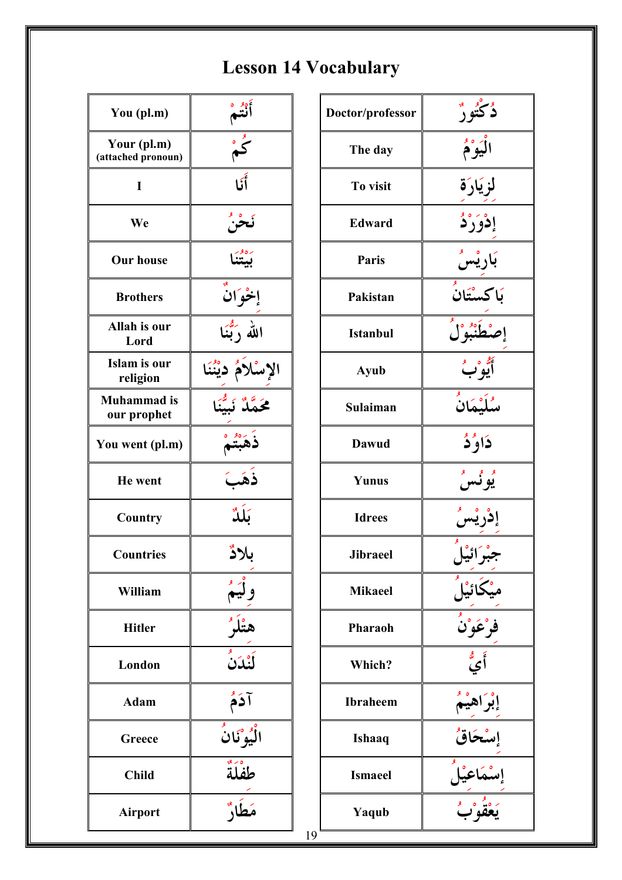# Lesson 14 Vocabulary

| | |
|---|---|
| You (pl.m) | أَنْتُمْ |
| Your (pl.m) (attached pronoun) | كُمْ |
| I | أَنَا |
| We | نَحْنُ |
| Our house | بَيْتُنَا |
| Brothers | إِخْوَانٌ |
| Allah is our Lord | اللهُ رَبُّنَا |
| Islam is our religion | الإِسْلاَمُ دِيْنُنَا |
| Muhammad is our prophet | مُحَمَّدٌ نَبِيُّنَا |
| You went (pl.m) | ذَهَبْتُمْ |
| He went | ذَهَبَ |
| Country | بَلَدٌ |
| Countries | بِلاَدٌ |
| William | وِلْيَم |
| Hitler | هِتْلَرُ |
| London | لَنْدَنُ |
| Adam | آدَمُ |
| Greece | الْيُوْنَانُ |
| Child | طِفْلَةٌ |
| Airport | مَطَارٌ |

| | |
|---|---|
| Doctor/professor | دُكْتُورٌ |
| The day | الْيَوْمُ |
| To visit | لِزِيَارَةِ |
| Edward | إِدْوَرْدُ |
| Paris | بَارِيْسُ |
| Pakistan | بَاكِسْتَانُ |
| Istanbul | إِصْطَنْبُوْلُ |
| Ayub | أَيُّوْبُ |
| Sulaiman | سُلَيْمَانُ |
| Dawud | دَاوُدُ |
| Yunus | يُوْنُسُ |
| Idrees | إِدْرِيْسُ |
| Jibraeel | جِبْرَائِيْلُ |
| Mikaeel | مِيْكَائِيْلُ |
| Pharaoh | فِرْعَوْنُ |
| Which? | أَيُّ |
| Ibraheem | إِبْرَاهِيْمُ |
| Ishaaq | إِسْحَاقُ |
| Ismaeel | إِسْمَاعِيْلُ |
| Yaqub | يَعْقُوْبُ |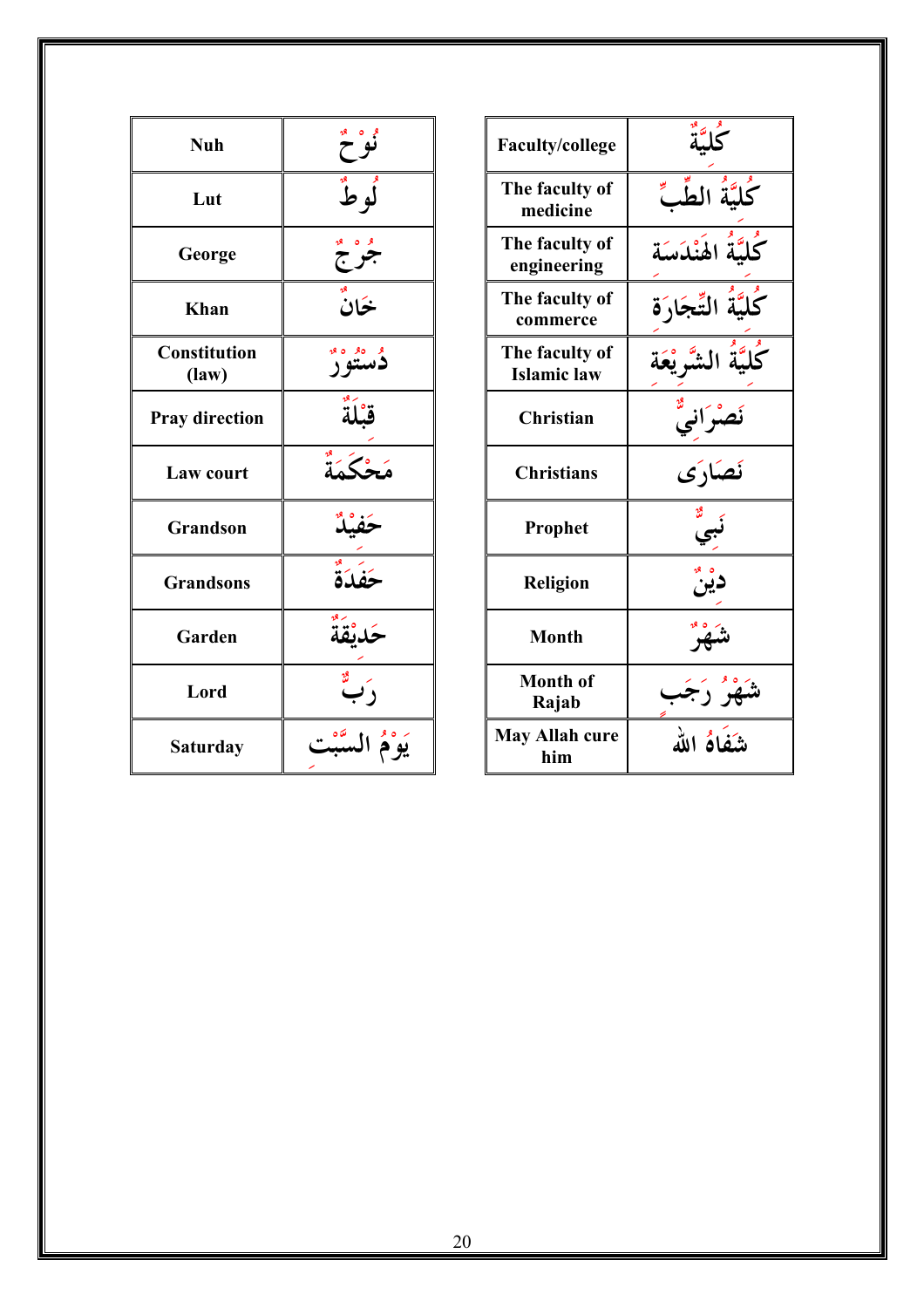| | |
|---|---|
| Nuh | نُوْحٌ |
| Lut | لُوطٌ |
| George | جُرْجٌ |
| Khan | خَانٌ |
| Constitution (law) | دُسْتُوْرٌ |
| Pray direction | قِبْلَةٌ |
| Law court | مَحْكَمَةٌ |
| Grandson | حَفِيْدٌ |
| Grandsons | حَفَدَةٌ |
| Garden | حَدِيْقَةٌ |
| Lord | رَبٌّ |
| Saturday | يَوْمُ السَّبْت |

| | |
|---|---|
| Faculty/college | كُلِيَّةٌ |
| The faculty of medicine | كُلِيَّةُ الطِّبِّ |
| The faculty of engineering | كُلِيَّةُ الهَنْدَسَة |
| The faculty of commerce | كُلِيَّةُ التِّجَارَة |
| The faculty of Islamic law | كُلِيَّةُ الشَّرِيْعَة |
| Christian | نَصْرَانِيٌّ |
| Christians | نَصَارَى |
| Prophet | نَبِيٌّ |
| Religion | دِيْنٌ |
| Month | شَهْرٌ |
| Month of Rajab | شَهْرُ رَجَب |
| May Allah cure him | شَفَاهُ الله |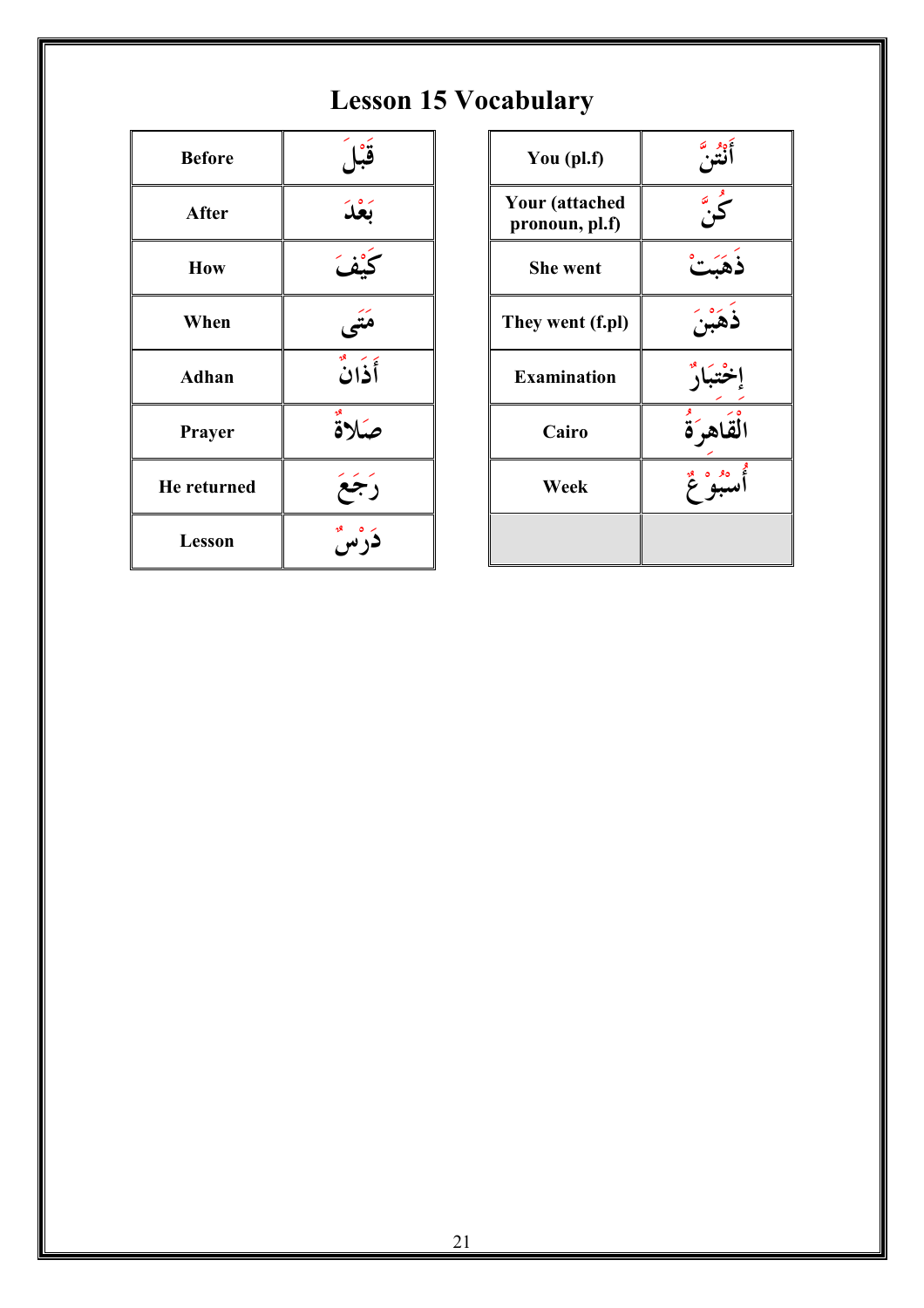# Lesson 15 Vocabulary

| | |
|---|---|
| Before | قَبْلَ |
| After | بَعْدَ |
| How | كَيْفَ |
| When | مَتَى |
| Adhan | أَذَانٌ |
| Prayer | صَلاةٌ |
| He returned | رَجَعَ |
| Lesson | دَرْسٌ |

| | |
|---|---|
| You (pl.f) | أَنْتُنَّ |
| Your (attached pronoun, pl.f) | كُنَّ |
| She went | ذَهَبَتْ |
| They went (f.pl) | ذَهَبْنَ |
| Examination | إِخْتِبَارٌ |
| Cairo | اَلْقَاهِرَةُ |
| Week | أُسْبُوْعٌ |
| | |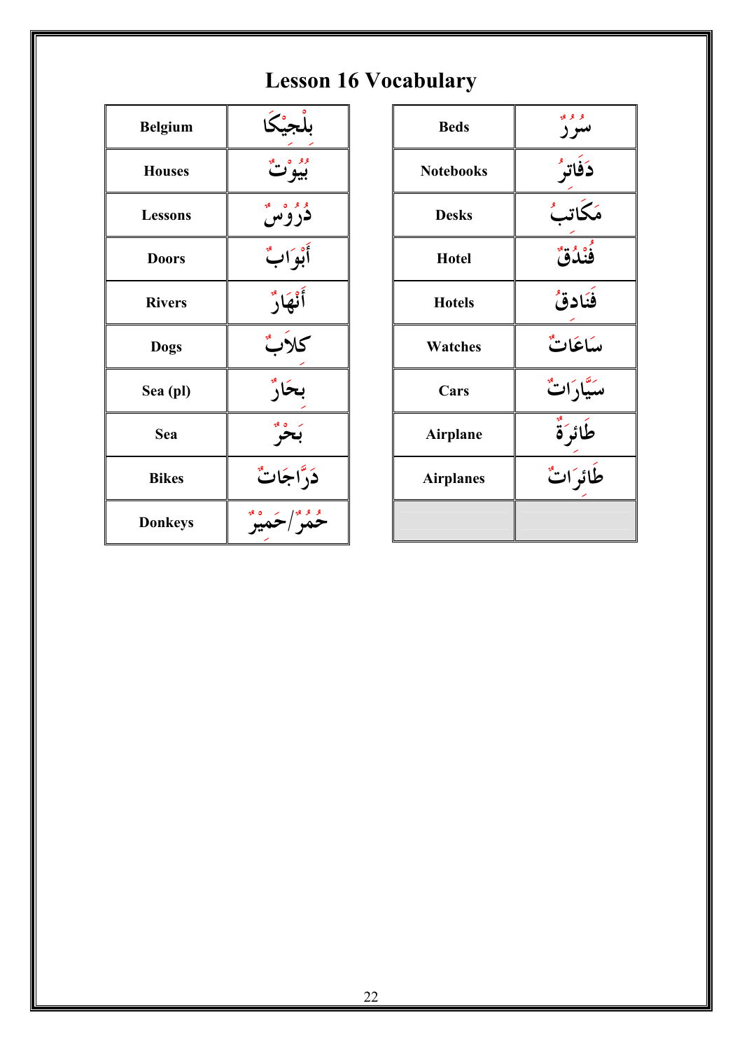# Lesson 16 Vocabulary

| | |
|---|---|
| Belgium | بَلْجِيْكَا |
| Houses | بُيُوْتٌ |
| Lessons | دُرُوْسٌ |
| Doors | أَبْوَابٌ |
| Rivers | أَنْهَارٌ |
| Dogs | كِلاَبٌ |
| Sea (pl) | بِحَارٌ |
| Sea | بَحْرٌ |
| Bikes | دَرَّاجَاتٌ |
| Donkeys | حُمُرٌ/حَمِيْرٌ |

| | |
|---|---|
| Beds | سُرُرٌ |
| Notebooks | دَفَاتِرُ |
| Desks | مَكَاتِبُ |
| Hotel | فُنْدُقٌ |
| Hotels | فَنَادِقُ |
| Watches | سَاعَاتٌ |
| Cars | سَيَّارَاتٌ |
| Airplane | طَائِرَةٌ |
| Airplanes | طَائِرَاتٌ |
| | |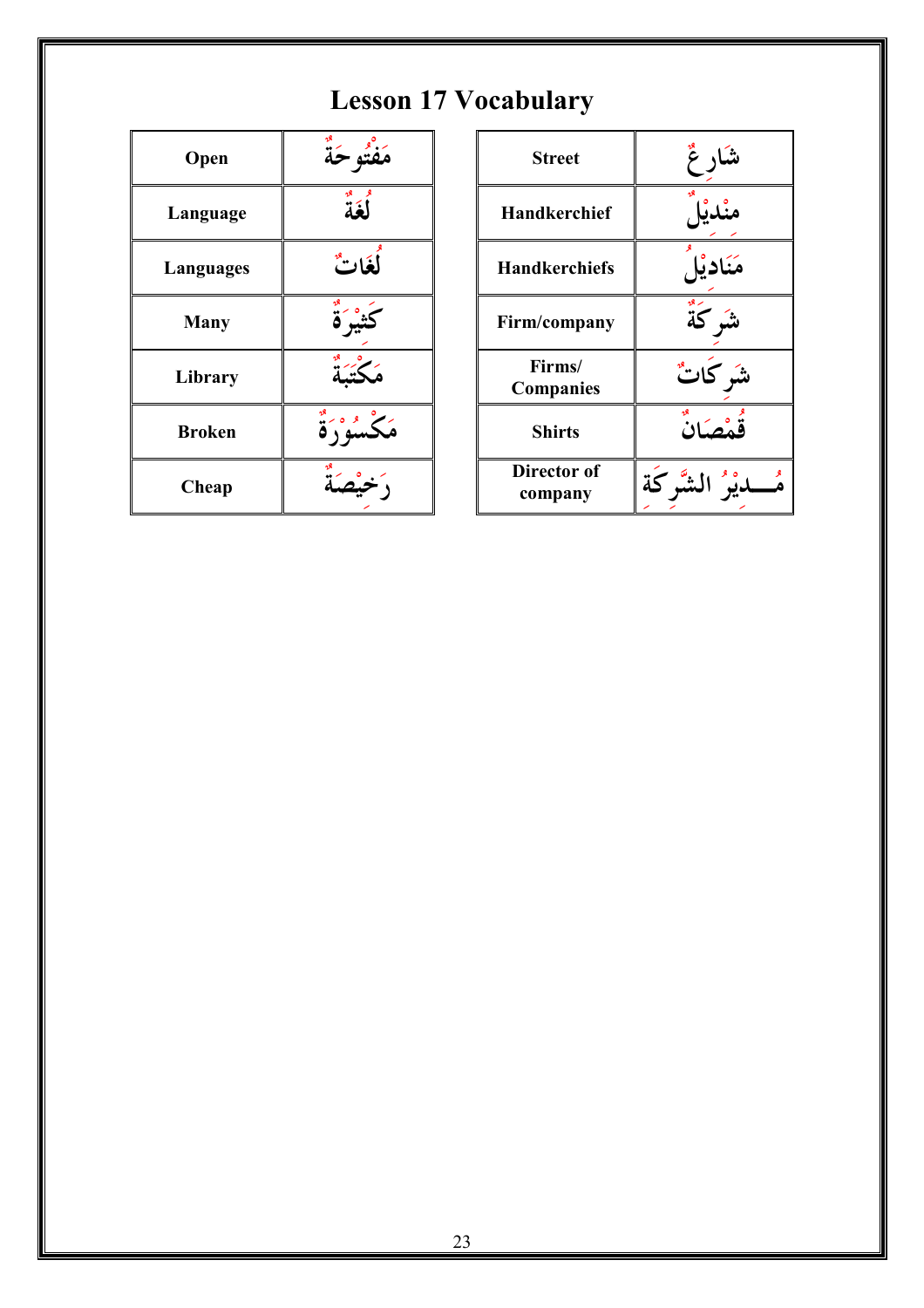# Lesson 17 Vocabulary

| | |
|---|---|
| Open | مَفْتُوحَةٌ |
| Language | لُغَةٌ |
| Languages | لُغَاتٌ |
| Many | كَثِيْرَةٌ |
| Library | مَكْتَبَةٌ |
| Broken | مَكْسُوْرَةٌ |
| Cheap | رَخِيْصَةٌ |

| | |
|---|---|
| Street | شَارِعٌ |
| Handkerchief | مِنْدِيْلٌ |
| Handkerchiefs | مَنَادِيْلُ |
| Firm/company | شَرِكَةٌ |
| Firms/ Companies | شَرِكَاتٌ |
| Shirts | قُمْصَانٌ |
| Director of company | مُـــدِيْرُ الشَّرِكَةِ |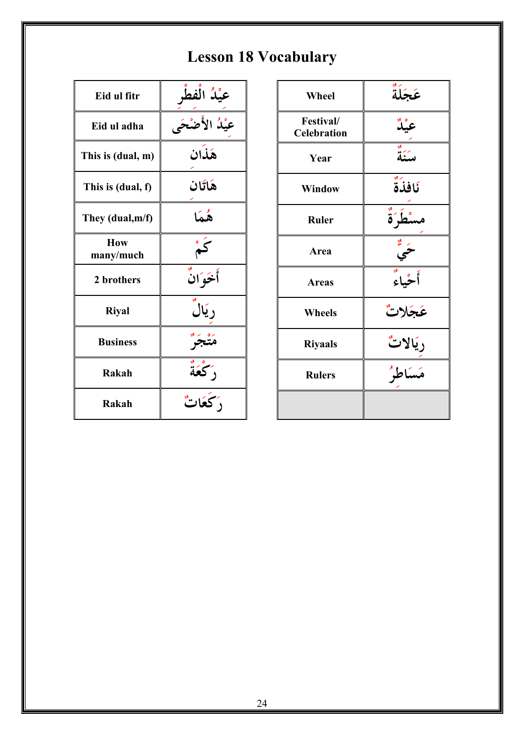# Lesson 18 Vocabulary

| | |
|---|---|
| Eid ul fitr | عِيْدُ الْفِطْرِ |
| Eid ul adha | عِيْدُ الأَضْحَى |
| This is (dual, m) | هَذَانِ |
| This is (dual, f) | هَاتَانِ |
| They (dual,m/f) | هُمَا |
| How many/much | كَمْ |
| 2 brothers | أَخَوَانِ |
| Riyal | رِيَالٌ |
| Business | مَتْجَرٌ |
| Rakah | رَكْعَةٌ |
| Rakah | رَكَعَاتٌ |

| | |
|---|---|
| Wheel | عَجَلَةٌ |
| Festival/ Celebration | عِيْدٌ |
| Year | سَنَةٌ |
| Window | نَافِذَةٌ |
| Ruler | مِسْطَرَةٌ |
| Area | حَيٌّ |
| Areas | أَحْيَاءٌ |
| Wheels | عَجَلَاتٌ |
| Riyaals | رِيَالَاتٌ |
| Rulers | مَسَاطِرُ |
| | |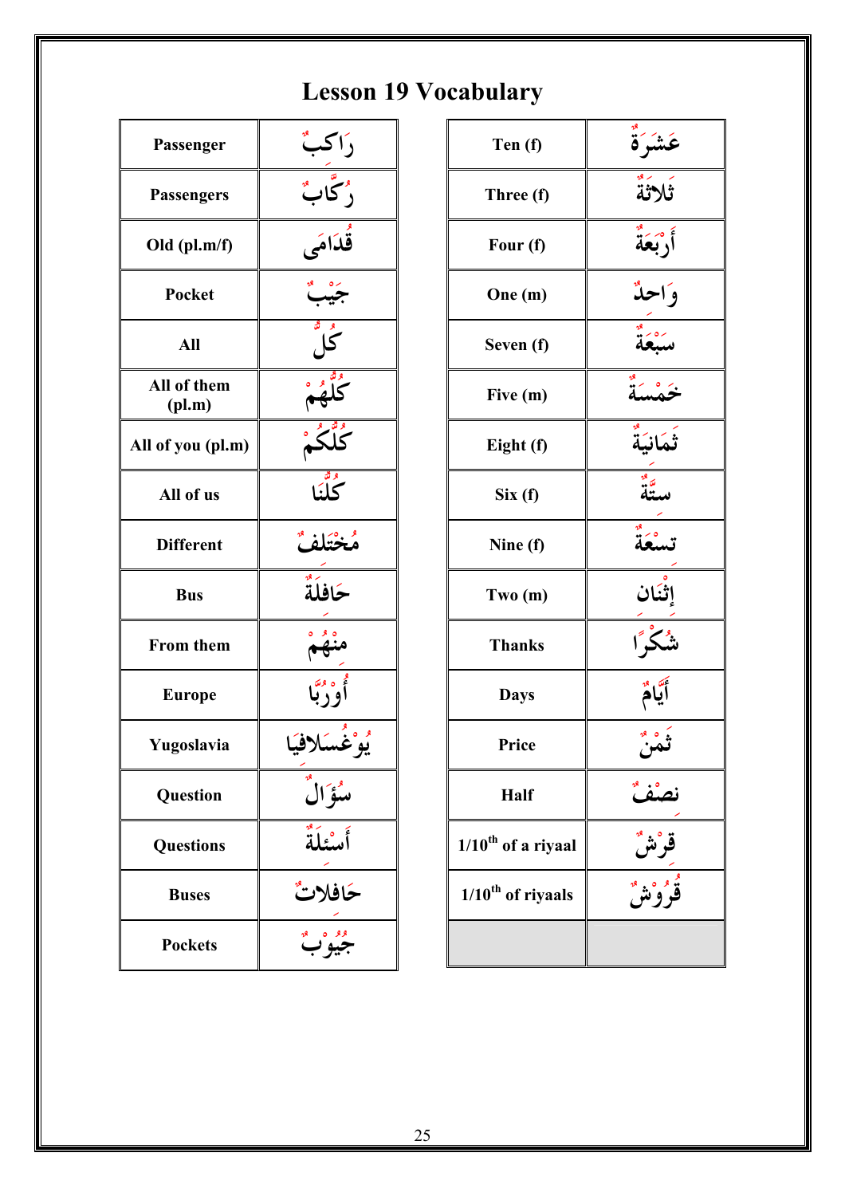# Lesson 19 Vocabulary

| | |
|---|---|
| Passenger | رَاكِبٌ |
| Passengers | رُكَّابٌ |
| Old (pl.m/f) | قُدَامَى |
| Pocket | جَيْبٌ |
| All | كُلٌّ |
| All of them (pl.m) | كُلُّهُمْ |
| All of you (pl.m) | كُلُّكُمْ |
| All of us | كُلُّنَا |
| Different | مُخْتَلِفٌ |
| Bus | حَافِلَةٌ |
| From them | مِنْهُمْ |
| Europe | أُورُبَّا |
| Yugoslavia | يُوغُسْلَافِيَا |
| Question | سُؤَالٌ |
| Questions | أَسْئِلَةٌ |
| Buses | حَافِلَاتٌ |
| Pockets | جُيُوبٌ |

| | |
|---|---|
| Ten (f) | عَشَرَةٌ |
| Three (f) | ثَلَاثَةٌ |
| Four (f) | أَرْبَعَةٌ |
| One (m) | وَاحِدٌ |
| Seven (f) | سَبْعَةٌ |
| Five (m) | خَمْسَةٌ |
| Eight (f) | ثَمَانِيَةٌ |
| Six (f) | سِتَّةٌ |
| Nine (f) | تِسْعَةٌ |
| Two (m) | إِثْنَانِ |
| Thanks | شُكْرًا |
| Days | أَيَّامٌ |
| Price | ثَمَنٌ |
| Half | نِصْفٌ |
| 1/10th of a riyaal | قِرْشٌ |
| 1/10th of riyaals | قُرُوشٌ |
| | |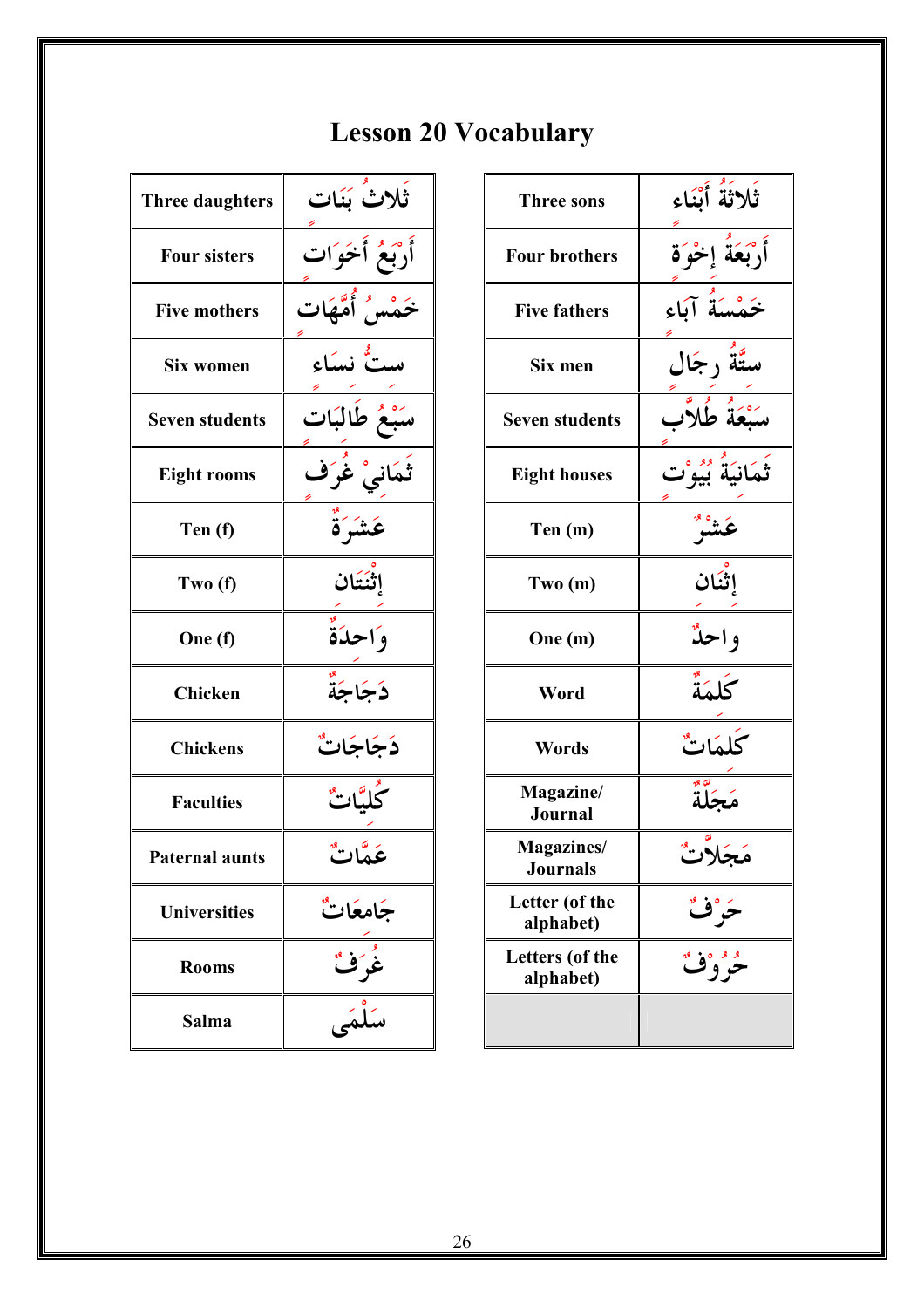# Lesson 20 Vocabulary

| | |
|---|---|
| Three daughters | ثَلاثُ بَنَات |
| Four sisters | أَرْبَعُ أَخَوَات |
| Five mothers | خَمْسُ أُمَّهَات |
| Six women | ستُّ نساء |
| Seven students | سَبْعُ طَالِبَات |
| Eight rooms | ثَمَاني غُرَف |
| Ten (f) | عَشَرَةٌ |
| Two (f) | إِثْنَتَان |
| One (f) | وَاحِدَةٌ |
| Chicken | دَجَاجَةٌ |
| Chickens | دَجَاجَاتٌ |
| Faculties | كُلِيَّاتٌ |
| Paternal aunts | عَمَّاتٌ |
| Universities | جَامِعَاتٌ |
| Rooms | غُرَفٌ |
| Salma | سَلْمَى |

| | |
|---|---|
| Three sons | ثَلاثَةُ أَبْنَاء |
| Four brothers | أَرْبَعَةُ إِخْوَة |
| Five fathers | خَمْسَةُ آبَاء |
| Six men | ستَّةُ رِجَال |
| Seven students | سَبْعَةُ طُلاَّب |
| Eight houses | ثَمَانِيَةُ بُيُوت |
| Ten (m) | عَشْرٌ |
| Two (m) | إِثْنَان |
| One (m) | واحدٌ |
| Word | كَلِمَةٌ |
| Words | كَلِمَاتٌ |
| Magazine/ Journal | مَجَلَّةٌ |
| Magazines/ Journals | مَجَلاَّتٌ |
| Letter (of the alphabet) | حَرْفٌ |
| Letters (of the alphabet) | حُرُوْفٌ |
| | |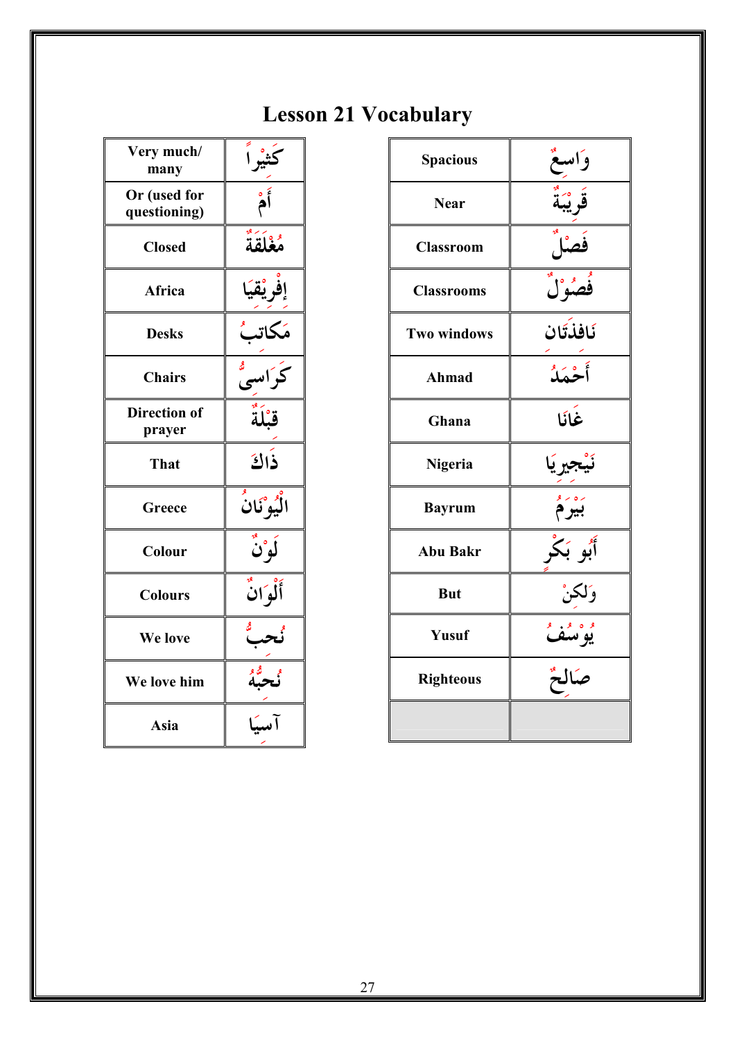# Lesson 21 Vocabulary

| | |
|---|---|
| Very much/ many | كَثِيْراً |
| Or (used for questioning) | أَمْ |
| Closed | مُغْلَقَةٌ |
| Africa | إِفْرِيْقِيَا |
| Desks | مَكَاتِبُ |
| Chairs | كَرَاسِيُّ |
| Direction of prayer | قِبْلَةٌ |
| That | ذَاكَ |
| Greece | الْيُوْنَانُ |
| Colour | لَوْنٌ |
| Colours | أَلْوَانٌ |
| We love | نُحِبُّ |
| We love him | نُحِبُّهُ |
| Asia | آسِيَا |

| | |
|---|---|
| Spacious | وَاسِعٌ |
| Near | قَرِيْبَةٌ |
| Classroom | فَصْلٌ |
| Classrooms | فُصُوْلٌ |
| Two windows | نَافِذَتَانِ |
| Ahmad | أَحْمَدُ |
| Ghana | غَانَا |
| Nigeria | نَيْجِيرِيَا |
| Bayrum | بَيْرَمُ |
| Abu Bakr | أَبُو بَكْرٍ |
| But | وَلَكِنْ |
| Yusuf | يُوْسُفُ |
| Righteous | صَالِحٌ |
| | |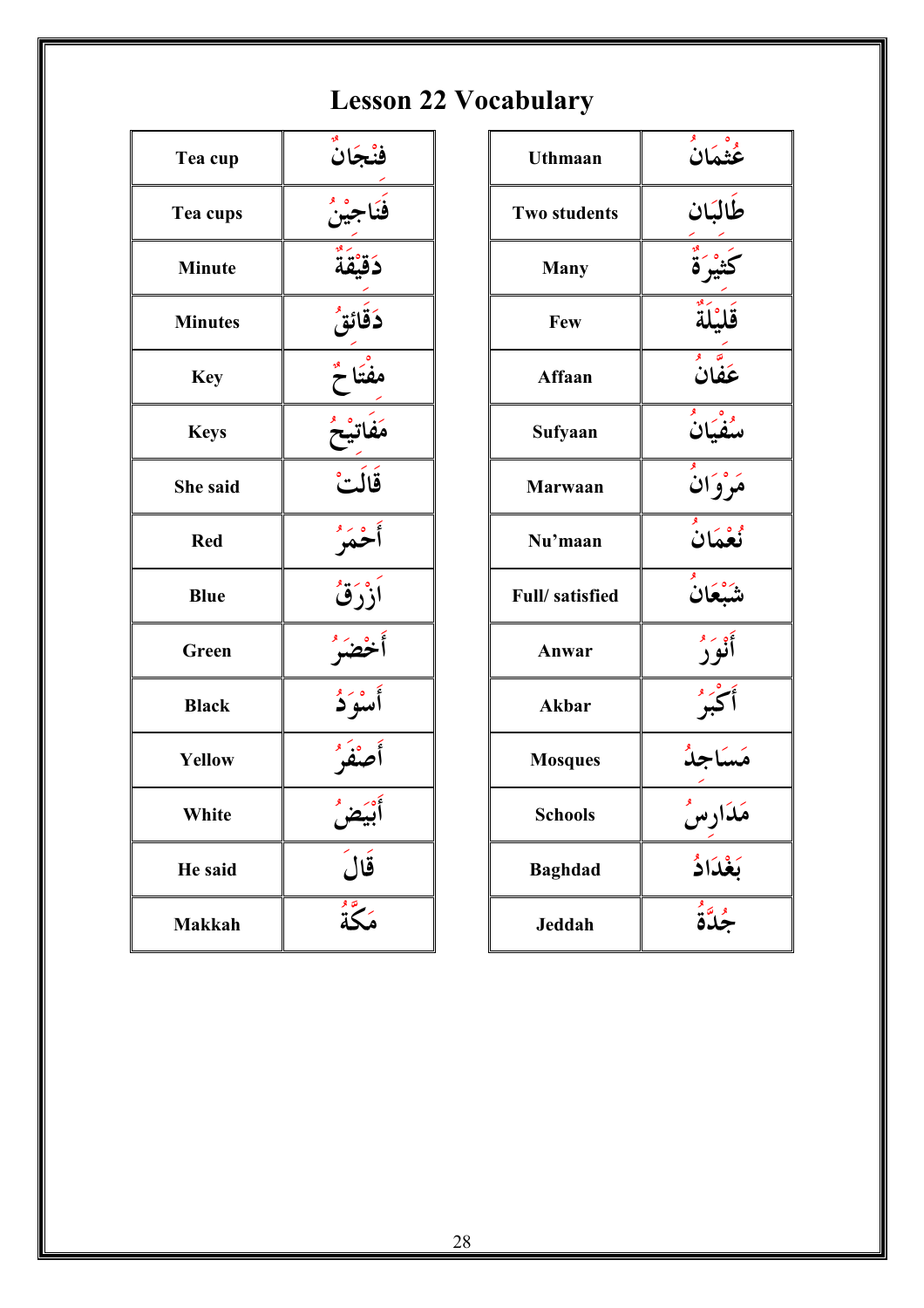# Lesson 22 Vocabulary

| | |
|---|---|
| Tea cup | فِنْجَانٌ |
| Tea cups | فَنَاجِيْنُ |
| Minute | دَقِيْقَةٌ |
| Minutes | دَقَائِقُ |
| Key | مِفْتَاحٌ |
| Keys | مَفَاتِيْحُ |
| She said | قَالَتْ |
| Red | أَحْمَرُ |
| Blue | اَزْرَقُ |
| Green | أَخْضَرُ |
| Black | أَسْوَدُ |
| Yellow | أَصْفَرُ |
| White | أَبْيَضُ |
| He said | قَالَ |
| Makkah | مَكَّةُ |

| | |
|---|---|
| Uthmaan | عُثْمَانُ |
| Two students | طَالِبَانِ |
| Many | كَثِيْرَةٌ |
| Few | قَلِيْلَةٌ |
| Affaan | عَفَّانُ |
| Sufyaan | سُفْيَانُ |
| Marwaan | مَرْوَانُ |
| Nu'maan | نُعْمَانُ |
| Full/ satisfied | شَبْعَانُ |
| Anwar | أَنْوَرُ |
| Akbar | أَكْبَرُ |
| Mosques | مَسَاجِدُ |
| Schools | مَدَارِسُ |
| Baghdad | بَغْدَادُ |
| Jeddah | جُدَّةُ |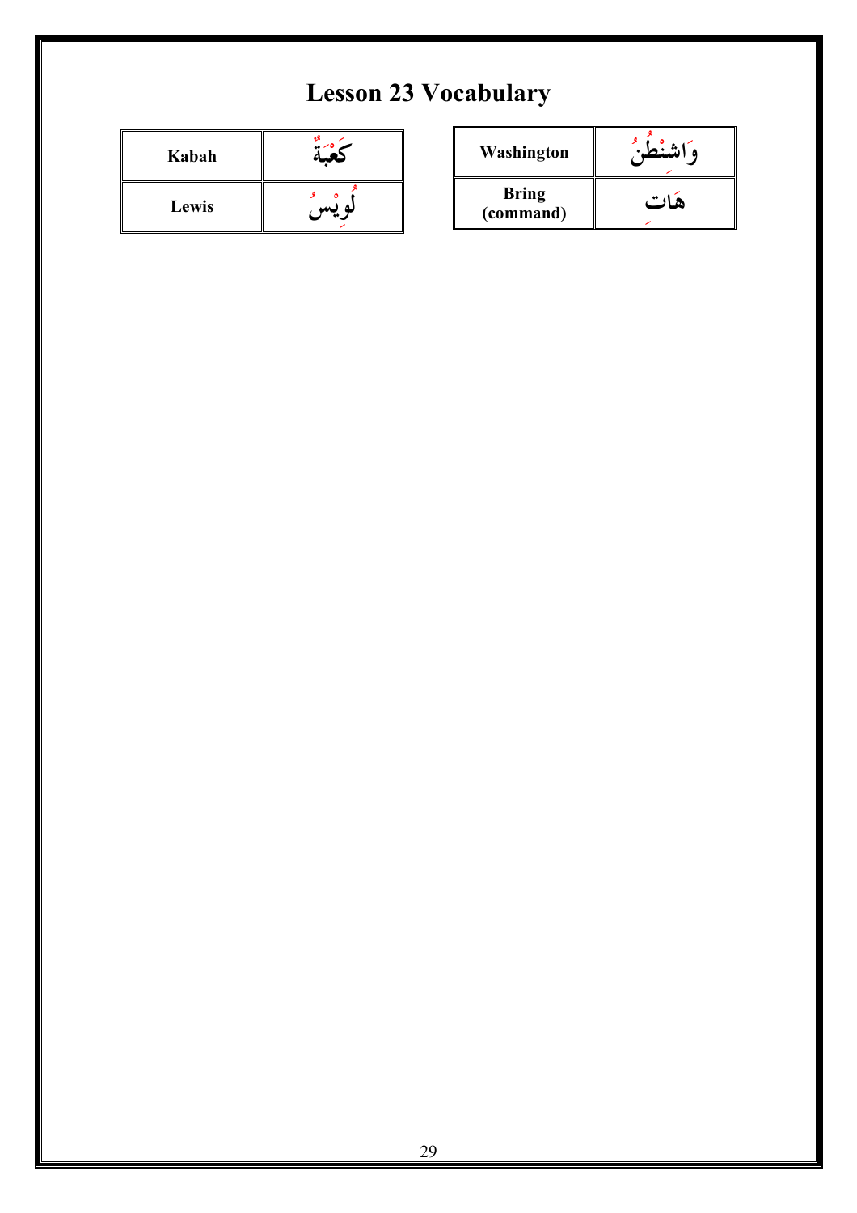# Lesson 23 Vocabulary

| | |
|---|---|
| Kabah | كَعْبَةٌ |
| Lewis | لُوِيْسُ |

| | |
|---|---|
| Washington | وَاشِنْطُنُ |
| Bring (command) | هَاتِ |